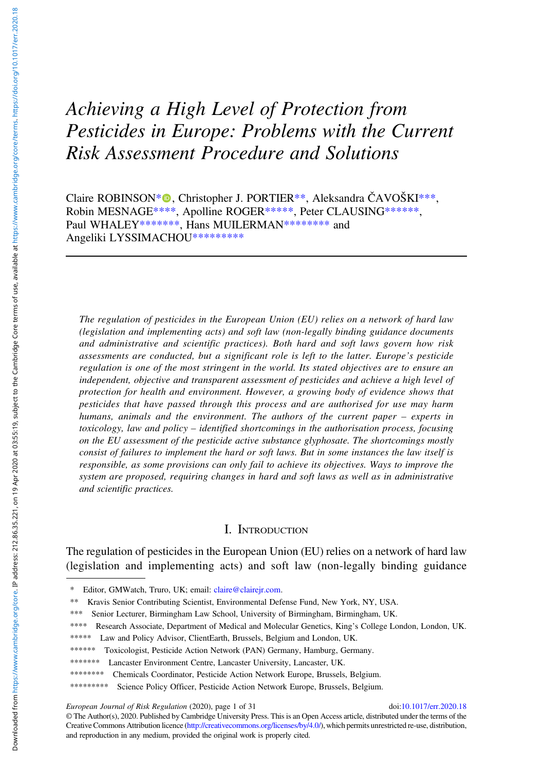# *Achieving a High Level of Protection from Pesticides in Europe: Problems with the Current Risk Assessment Procedure and Solutions*

Claire ROBINSON*, Christopher J. PORTIER**, Aleksandra ČAVOŠKI***, Robin MESNAGE****, Apolline ROGER*****, Peter CLAUSING******, Paul WHALEY*******, Hans MUILERMAN******** and Angeliki LYSSIMACHOU*********

*The regulation of pesticides in the European Union (EU) relies on a network of hard law (legislation and implementing acts) and soft law (non-legally binding guidance documents and administrative and scientific practices). Both hard and soft laws govern how risk assessments are conducted, but a significant role is left to the latter. Europe's pesticide regulation is one of the most stringent in the world. Its stated objectives are to ensure an independent, objective and transparent assessment of pesticides and achieve a high level of protection for health and environment. However, a growing body of evidence shows that pesticides that have passed through this process and are authorised for use may harm humans, animals and the environment. The authors of the current paper – experts in toxicology, law and policy – identified shortcomings in the authorisation process, focusing on the EU assessment of the pesticide active substance glyphosate. The shortcomings mostly consist of failures to implement the hard or soft laws. But in some instances the law itself is responsible, as some provisions can only fail to achieve its objectives. Ways to improve the system are proposed, requiring changes in hard and soft laws as well as in administrative and scientific practices.*

## I. Introduction

The regulation of pesticides in the European Union (EU) relies on a network of hard law (legislation and implementing acts) and soft law (non-legally binding guidance

---

\* Editor, GMWatch, Truro, UK; email: claire@clairejr.com.

\** Kravis Senior Contributing Scientist, Environmental Defense Fund, New York, NY, USA.

\*** Senior Lecturer, Birmingham Law School, University of Birmingham, Birmingham, UK.

\**** Research Associate, Department of Medical and Molecular Genetics, King's College London, London, UK.

\***** Law and Policy Advisor, ClientEarth, Brussels, Belgium and London, UK.

\****** Toxicologist, Pesticide Action Network (PAN) Germany, Hamburg, Germany.

\******* Lancaster Environment Centre, Lancaster University, Lancaster, UK.

\******** Chemicals Coordinator, Pesticide Action Network Europe, Brussels, Belgium.

\********* Science Policy Officer, Pesticide Action Network Europe, Brussels, Belgium.

doi:10.1017/err.2020.18

© The Author(s), 2020. Published by Cambridge University Press. This is an Open Access article, distributed under the terms of the Creative Commons Attribution licence (http://creativecommons.org/licenses/by/4.0/), which permits unrestricted re-use, distribution, and reproduction in any medium, provided the original work is properly cited.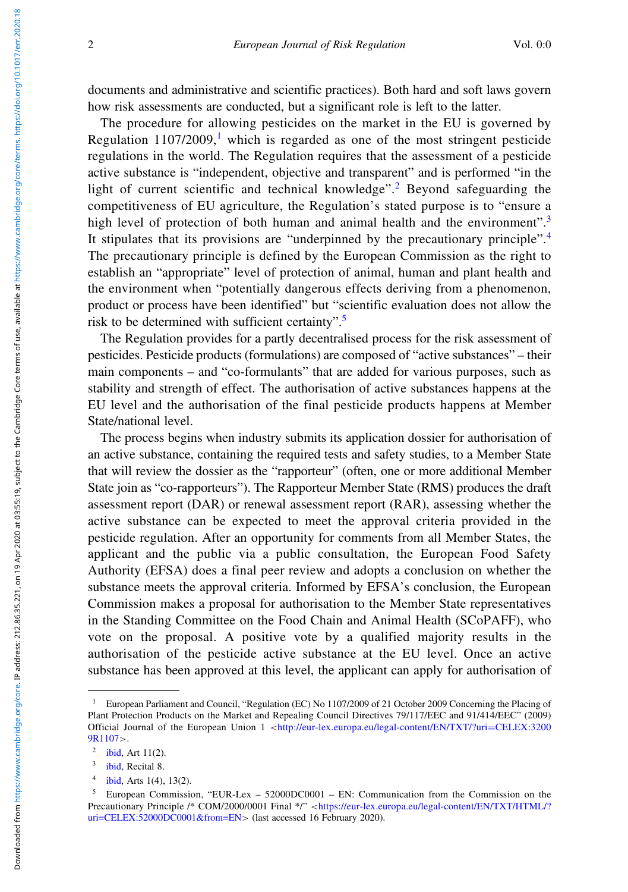documents and administrative and scientific practices). Both hard and soft laws govern how risk assessments are conducted, but a significant role is left to the latter.

The procedure for allowing pesticides on the market in the EU is governed by Regulation 1107/2009,[1] which is regarded as one of the most stringent pesticide regulations in the world. The Regulation requires that the assessment of a pesticide active substance is "independent, objective and transparent" and is performed "in the light of current scientific and technical knowledge".[2] Beyond safeguarding the competitiveness of EU agriculture, the Regulation's stated purpose is to "ensure a high level of protection of both human and animal health and the environment".[3] It stipulates that its provisions are "underpinned by the precautionary principle".[4] The precautionary principle is defined by the European Commission as the right to establish an "appropriate" level of protection of animal, human and plant health and the environment when "potentially dangerous effects deriving from a phenomenon, product or process have been identified" but "scientific evaluation does not allow the risk to be determined with sufficient certainty".[5]

The Regulation provides for a partly decentralised process for the risk assessment of pesticides. Pesticide products (formulations) are composed of "active substances" – their main components – and "co-formulants" that are added for various purposes, such as stability and strength of effect. The authorisation of active substances happens at the EU level and the authorisation of the final pesticide products happens at Member State/national level.

The process begins when industry submits its application dossier for authorisation of an active substance, containing the required tests and safety studies, to a Member State that will review the dossier as the "rapporteur" (often, one or more additional Member State join as "co-rapporteurs"). The Rapporteur Member State (RMS) produces the draft assessment report (DAR) or renewal assessment report (RAR), assessing whether the active substance can be expected to meet the approval criteria provided in the pesticide regulation. After an opportunity for comments from all Member States, the applicant and the public via a public consultation, the European Food Safety Authority (EFSA) does a final peer review and adopts a conclusion on whether the substance meets the approval criteria. Informed by EFSA's conclusion, the European Commission makes a proposal for authorisation to the Member State representatives in the Standing Committee on the Food Chain and Animal Health (SCoPAFF), who vote on the proposal. A positive vote by a qualified majority results in the authorisation of the pesticide active substance at the EU level. Once an active substance has been approved at this level, the applicant can apply for authorisation of

---

[1] European Parliament and Council, "Regulation (EC) No 1107/2009 of 21 October 2009 Concerning the Placing of Plant Protection Products on the Market and Repealing Council Directives 79/117/EEC and 91/414/EEC" (2009) Official Journal of the European Union 1 <http://eur-lex.europa.eu/legal-content/EN/TXT/?uri=CELEX:32009R1107>.

[2] ibid, Art 11(2).

[3] ibid, Recital 8.

[4] ibid, Arts 1(4), 13(2).

[5] European Commission, "EUR-Lex – 52000DC0001 – EN: Communication from the Commission on the Precautionary Principle /* COM/2000/0001 Final */" <https://eur-lex.europa.eu/legal-content/EN/TXT/HTML/?uri=CELEX:52000DC0001&from=EN> (last accessed 16 February 2020).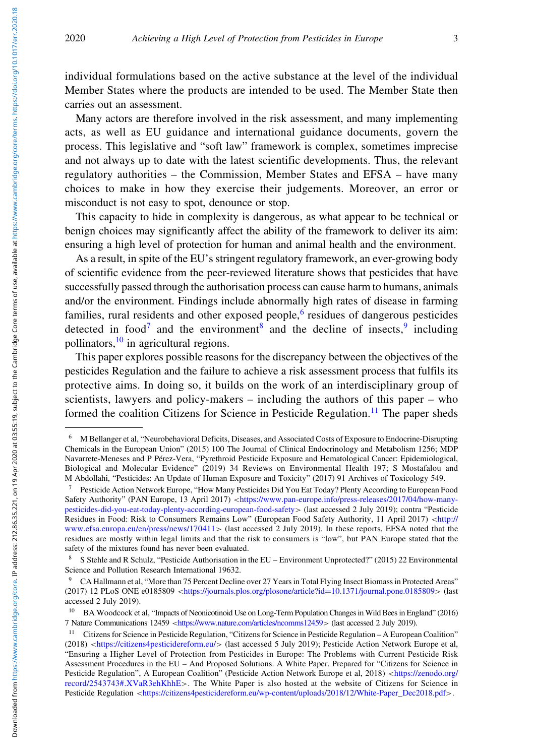individual formulations based on the active substance at the level of the individual Member States where the products are intended to be used. The Member State then carries out an assessment.

Many actors are therefore involved in the risk assessment, and many implementing acts, as well as EU guidance and international guidance documents, govern the process. This legislative and "soft law" framework is complex, sometimes imprecise and not always up to date with the latest scientific developments. Thus, the relevant regulatory authorities – the Commission, Member States and EFSA – have many choices to make in how they exercise their judgements. Moreover, an error or misconduct is not easy to spot, denounce or stop.

This capacity to hide in complexity is dangerous, as what appear to be technical or benign choices may significantly affect the ability of the framework to deliver its aim: ensuring a high level of protection for human and animal health and the environment.

As a result, in spite of the EU's stringent regulatory framework, an ever-growing body of scientific evidence from the peer-reviewed literature shows that pesticides that have successfully passed through the authorisation process can cause harm to humans, animals and/or the environment. Findings include abnormally high rates of disease in farming families, rural residents and other exposed people,[6] residues of dangerous pesticides detected in food[7] and the environment[8] and the decline of insects,[9] including pollinators,[10] in agricultural regions.

This paper explores possible reasons for the discrepancy between the objectives of the pesticides Regulation and the failure to achieve a risk assessment process that fulfils its protective aims. In doing so, it builds on the work of an interdisciplinary group of scientists, lawyers and policy-makers – including the authors of this paper – who formed the coalition Citizens for Science in Pesticide Regulation.[11] The paper sheds

---

[6] M Bellanger et al, "Neurobehavioral Deficits, Diseases, and Associated Costs of Exposure to Endocrine-Disrupting Chemicals in the European Union" (2015) 100 The Journal of Clinical Endocrinology and Metabolism 1256; MDP Navarrete-Meneses and P Pérez-Vera, "Pyrethroid Pesticide Exposure and Hematological Cancer: Epidemiological, Biological and Molecular Evidence" (2019) 34 Reviews on Environmental Health 197; S Mostafalou and M Abdollahi, "Pesticides: An Update of Human Exposure and Toxicity" (2017) 91 Archives of Toxicology 549.

[7] Pesticide Action Network Europe, "How Many Pesticides Did You Eat Today? Plenty According to European Food Safety Authority" (PAN Europe, 13 April 2017) <https://www.pan-europe.info/press-releases/2017/04/how-many-pesticides-did-you-eat-today-plenty-according-european-food-safety> (last accessed 2 July 2019); contra "Pesticide Residues in Food: Risk to Consumers Remains Low" (European Food Safety Authority, 11 April 2017) <http://www.efsa.europa.eu/en/press/news/170411> (last accessed 2 July 2019). In these reports, EFSA noted that the residues are mostly within legal limits and that the risk to consumers is "low", but PAN Europe stated that the safety of the mixtures found has never been evaluated.

[8] S Stehle and R Schulz, "Pesticide Authorisation in the EU – Environment Unprotected?" (2015) 22 Environmental Science and Pollution Research International 19632.

[9] CA Hallmann et al, "More than 75 Percent Decline over 27 Years in Total Flying Insect Biomass in Protected Areas" (2017) 12 PLoS ONE e0185809 <https://journals.plos.org/plosone/article?id=10.1371/journal.pone.0185809> (last accessed 2 July 2019).

[10] BA Woodcock et al, "Impacts of Neonicotinoid Use on Long-Term Population Changes in Wild Bees in England" (2016) 7 Nature Communications 12459 <https://www.nature.com/articles/ncomms12459> (last accessed 2 July 2019).

[11] Citizens for Science in Pesticide Regulation, "Citizens for Science in Pesticide Regulation – A European Coalition" (2018) <https://citizens4pesticidereform.eu/> (last accessed 5 July 2019); Pesticide Action Network Europe et al, "Ensuring a Higher Level of Protection from Pesticides in Europe: The Problems with Current Pesticide Risk Assessment Procedures in the EU – And Proposed Solutions. A White Paper. Prepared for "Citizens for Science in Pesticide Regulation", A European Coalition" (Pesticide Action Network Europe et al, 2018) <https://zenodo.org/record/2543743#.XVaR3ehKhhE>. The White Paper is also hosted at the website of Citizens for Science in Pesticide Regulation <https://citizens4pesticidereform.eu/wp-content/uploads/2018/12/White-Paper_Dec2018.pdf>.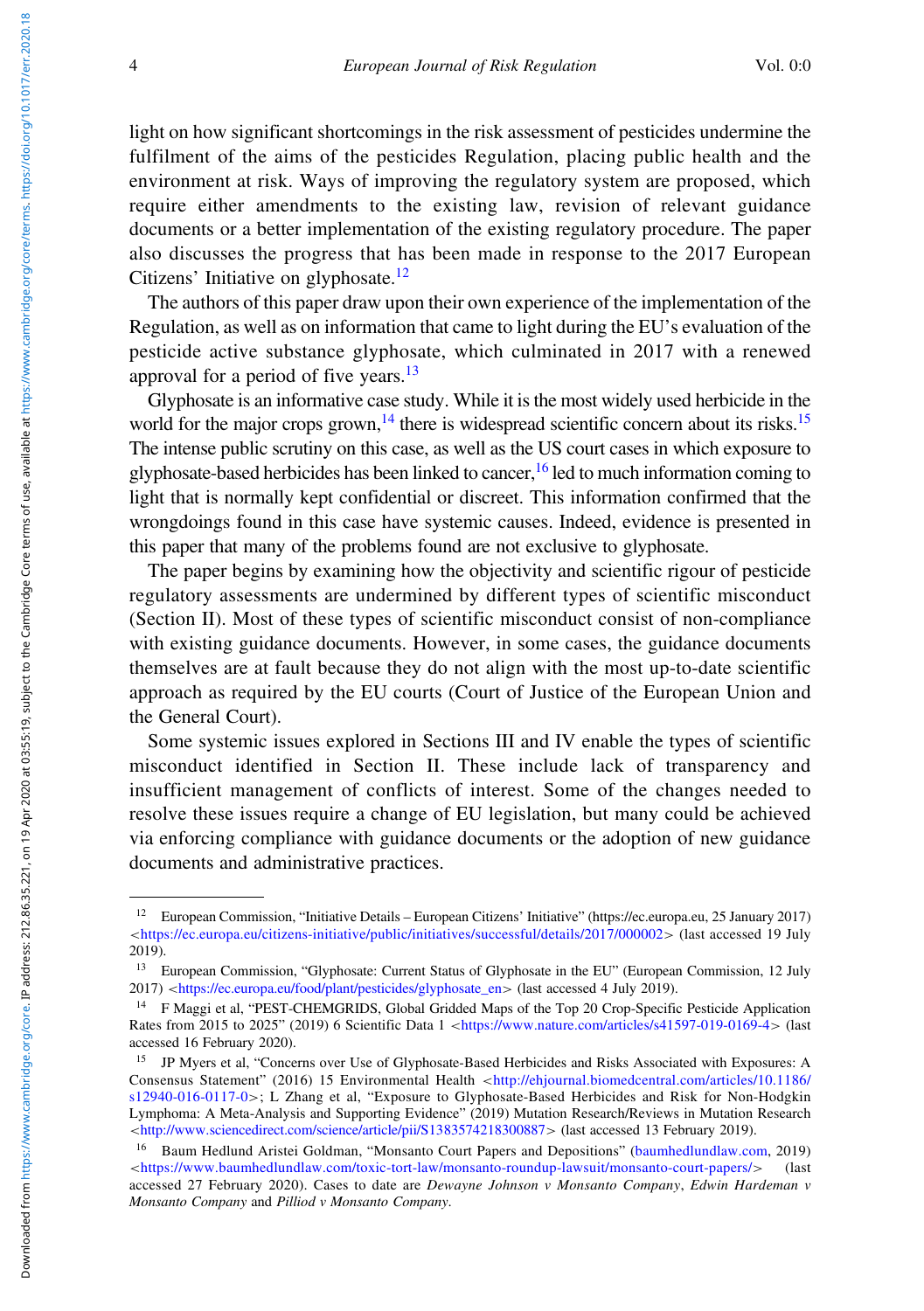light on how significant shortcomings in the risk assessment of pesticides undermine the fulfilment of the aims of the pesticides Regulation, placing public health and the environment at risk. Ways of improving the regulatory system are proposed, which require either amendments to the existing law, revision of relevant guidance documents or a better implementation of the existing regulatory procedure. The paper also discusses the progress that has been made in response to the 2017 European Citizens' Initiative on glyphosate.[12]

The authors of this paper draw upon their own experience of the implementation of the Regulation, as well as on information that came to light during the EU's evaluation of the pesticide active substance glyphosate, which culminated in 2017 with a renewed approval for a period of five years.[13]

Glyphosate is an informative case study. While it is the most widely used herbicide in the world for the major crops grown,[14] there is widespread scientific concern about its risks.[15] The intense public scrutiny on this case, as well as the US court cases in which exposure to glyphosate-based herbicides has been linked to cancer,[16] led to much information coming to light that is normally kept confidential or discreet. This information confirmed that the wrongdoings found in this case have systemic causes. Indeed, evidence is presented in this paper that many of the problems found are not exclusive to glyphosate.

The paper begins by examining how the objectivity and scientific rigour of pesticide regulatory assessments are undermined by different types of scientific misconduct (Section II). Most of these types of scientific misconduct consist of non-compliance with existing guidance documents. However, in some cases, the guidance documents themselves are at fault because they do not align with the most up-to-date scientific approach as required by the EU courts (Court of Justice of the European Union and the General Court).

Some systemic issues explored in Sections III and IV enable the types of scientific misconduct identified in Section II. These include lack of transparency and insufficient management of conflicts of interest. Some of the changes needed to resolve these issues require a change of EU legislation, but many could be achieved via enforcing compliance with guidance documents or the adoption of new guidance documents and administrative practices.

---

[12] European Commission, "Initiative Details – European Citizens' Initiative" (https://ec.europa.eu, 25 January 2017) <https://ec.europa.eu/citizens-initiative/public/initiatives/successful/details/2017/000002> (last accessed 19 July 2019).

[13] European Commission, "Glyphosate: Current Status of Glyphosate in the EU" (European Commission, 12 July 2017) <https://ec.europa.eu/food/plant/pesticides/glyphosate_en> (last accessed 4 July 2019).

[14] F Maggi et al, "PEST-CHEMGRIDS, Global Gridded Maps of the Top 20 Crop-Specific Pesticide Application Rates from 2015 to 2025" (2019) 6 Scientific Data 1 <https://www.nature.com/articles/s41597-019-0169-4> (last accessed 16 February 2020).

[15] JP Myers et al, "Concerns over Use of Glyphosate-Based Herbicides and Risks Associated with Exposures: A Consensus Statement" (2016) 15 Environmental Health <http://ehjournal.biomedcentral.com/articles/10.1186/s12940-016-0117-0>; L Zhang et al, "Exposure to Glyphosate-Based Herbicides and Risk for Non-Hodgkin Lymphoma: A Meta-Analysis and Supporting Evidence" (2019) Mutation Research/Reviews in Mutation Research <http://www.sciencedirect.com/science/article/pii/S1383574218300887> (last accessed 13 February 2019).

[16] Baum Hedlund Aristei Goldman, "Monsanto Court Papers and Depositions" (baumhedlundlaw.com, 2019) <https://www.baumhedlundlaw.com/toxic-tort-law/monsanto-roundup-lawsuit/monsanto-court-papers/> (last accessed 27 February 2020). Cases to date are *Dewayne Johnson v Monsanto Company*, *Edwin Hardeman v Monsanto Company* and *Pilliod v Monsanto Company*.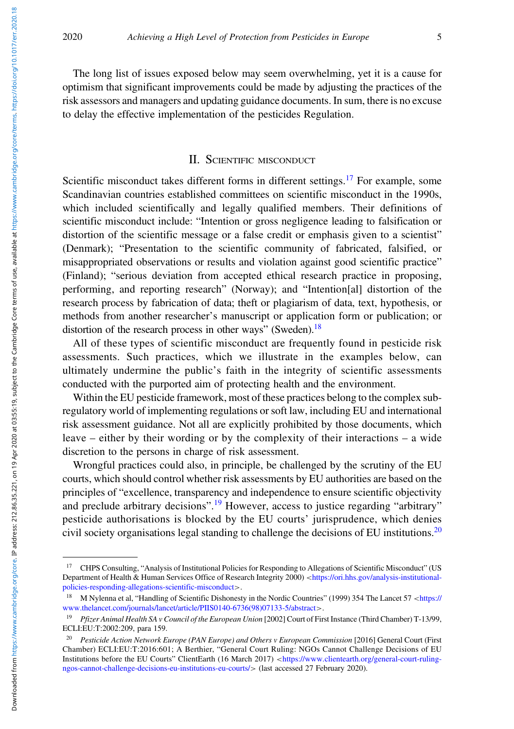The long list of issues exposed below may seem overwhelming, yet it is a cause for optimism that significant improvements could be made by adjusting the practices of the risk assessors and managers and updating guidance documents. In sum, there is no excuse to delay the effective implementation of the pesticides Regulation.

## II. Scientific misconduct

Scientific misconduct takes different forms in different settings.[17] For example, some Scandinavian countries established committees on scientific misconduct in the 1990s, which included scientifically and legally qualified members. Their definitions of scientific misconduct include: "Intention or gross negligence leading to falsification or distortion of the scientific message or a false credit or emphasis given to a scientist" (Denmark); "Presentation to the scientific community of fabricated, falsified, or misappropriated observations or results and violation against good scientific practice" (Finland); "serious deviation from accepted ethical research practice in proposing, performing, and reporting research" (Norway); and "Intention[al] distortion of the research process by fabrication of data; theft or plagiarism of data, text, hypothesis, or methods from another researcher's manuscript or application form or publication; or distortion of the research process in other ways" (Sweden).[18]

All of these types of scientific misconduct are frequently found in pesticide risk assessments. Such practices, which we illustrate in the examples below, can ultimately undermine the public's faith in the integrity of scientific assessments conducted with the purported aim of protecting health and the environment.

Within the EU pesticide framework, most of these practices belong to the complex sub-regulatory world of implementing regulations or soft law, including EU and international risk assessment guidance. Not all are explicitly prohibited by those documents, which leave – either by their wording or by the complexity of their interactions – a wide discretion to the persons in charge of risk assessment.

Wrongful practices could also, in principle, be challenged by the scrutiny of the EU courts, which should control whether risk assessments by EU authorities are based on the principles of "excellence, transparency and independence to ensure scientific objectivity and preclude arbitrary decisions".[19] However, access to justice regarding "arbitrary" pesticide authorisations is blocked by the EU courts' jurisprudence, which denies civil society organisations legal standing to challenge the decisions of EU institutions.[20]

---

[17] CHPS Consulting, "Analysis of Institutional Policies for Responding to Allegations of Scientific Misconduct" (US Department of Health & Human Services Office of Research Integrity 2000) <https://ori.hhs.gov/analysis-institutional-policies-responding-allegations-scientific-misconduct>.

[18] M Nylenna et al, "Handling of Scientific Dishonesty in the Nordic Countries" (1999) 354 The Lancet 57 <https://www.thelancet.com/journals/lancet/article/PIIS0140-6736(98)07133-5/abstract>.

[19] *Pfizer Animal Health SA v Council of the European Union* [2002] Court of First Instance (Third Chamber) T-13/99, ECLI:EU:T:2002:209, para 159.

[20] *Pesticide Action Network Europe (PAN Europe) and Others v European Commission* [2016] General Court (First Chamber) ECLI:EU:T:2016:601; A Berthier, "General Court Ruling: NGOs Cannot Challenge Decisions of EU Institutions before the EU Courts" ClientEarth (16 March 2017) <https://www.clientearth.org/general-court-ruling-ngos-cannot-challenge-decisions-eu-institutions-eu-courts/> (last accessed 27 February 2020).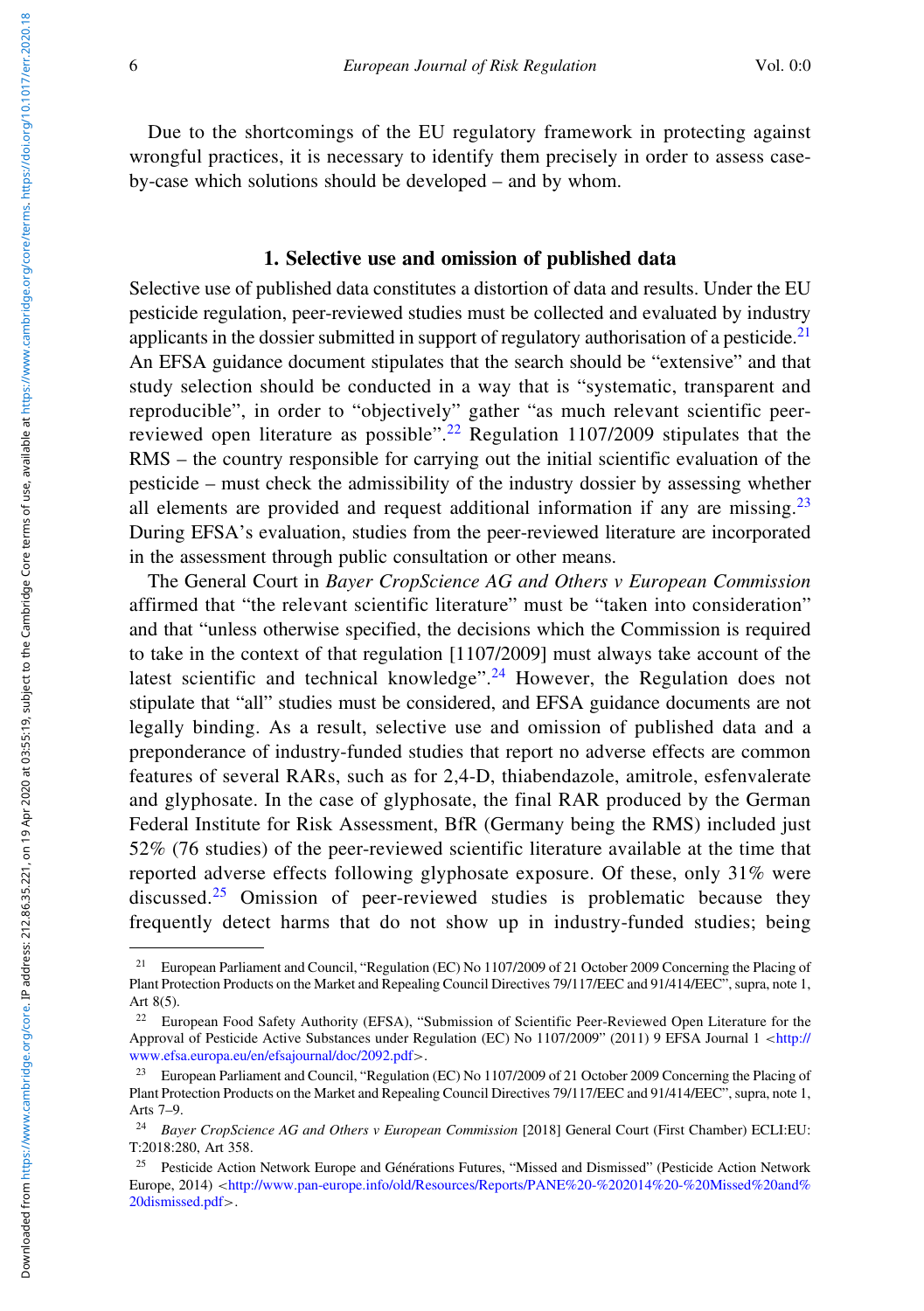Due to the shortcomings of the EU regulatory framework in protecting against wrongful practices, it is necessary to identify them precisely in order to assess case-by-case which solutions should be developed – and by whom.

### 1. Selective use and omission of published data

Selective use of published data constitutes a distortion of data and results. Under the EU pesticide regulation, peer-reviewed studies must be collected and evaluated by industry applicants in the dossier submitted in support of regulatory authorisation of a pesticide.[21] An EFSA guidance document stipulates that the search should be "extensive" and that study selection should be conducted in a way that is "systematic, transparent and reproducible", in order to "objectively" gather "as much relevant scientific peer-reviewed open literature as possible".[22] Regulation 1107/2009 stipulates that the RMS – the country responsible for carrying out the initial scientific evaluation of the pesticide – must check the admissibility of the industry dossier by assessing whether all elements are provided and request additional information if any are missing.[23] During EFSA's evaluation, studies from the peer-reviewed literature are incorporated in the assessment through public consultation or other means.

The General Court in *Bayer CropScience AG and Others v European Commission* affirmed that "the relevant scientific literature" must be "taken into consideration" and that "unless otherwise specified, the decisions which the Commission is required to take in the context of that regulation [1107/2009] must always take account of the latest scientific and technical knowledge".[24] However, the Regulation does not stipulate that "all" studies must be considered, and EFSA guidance documents are not legally binding. As a result, selective use and omission of published data and a preponderance of industry-funded studies that report no adverse effects are common features of several RARs, such as for 2,4-D, thiabendazole, amitrole, esfenvalerate and glyphosate. In the case of glyphosate, the final RAR produced by the German Federal Institute for Risk Assessment, BfR (Germany being the RMS) included just 52% (76 studies) of the peer-reviewed scientific literature available at the time that reported adverse effects following glyphosate exposure. Of these, only 31% were discussed.[25] Omission of peer-reviewed studies is problematic because they frequently detect harms that do not show up in industry-funded studies; being

---

[21] European Parliament and Council, "Regulation (EC) No 1107/2009 of 21 October 2009 Concerning the Placing of Plant Protection Products on the Market and Repealing Council Directives 79/117/EEC and 91/414/EEC", supra, note 1, Art 8(5).

[22] European Food Safety Authority (EFSA), "Submission of Scientific Peer-Reviewed Open Literature for the Approval of Pesticide Active Substances under Regulation (EC) No 1107/2009" (2011) 9 EFSA Journal 1 <http://www.efsa.europa.eu/en/efsajournal/doc/2092.pdf>.

[23] European Parliament and Council, "Regulation (EC) No 1107/2009 of 21 October 2009 Concerning the Placing of Plant Protection Products on the Market and Repealing Council Directives 79/117/EEC and 91/414/EEC", supra, note 1, Arts 7–9.

[24] *Bayer CropScience AG and Others v European Commission* [2018] General Court (First Chamber) ECLI:EU:T:2018:280, Art 358.

[25] Pesticide Action Network Europe and Générations Futures, "Missed and Dismissed" (Pesticide Action Network Europe, 2014) <http://www.pan-europe.info/old/Resources/Reports/PANE%20-%202014%20-%20Missed%20and%20dismissed.pdf>.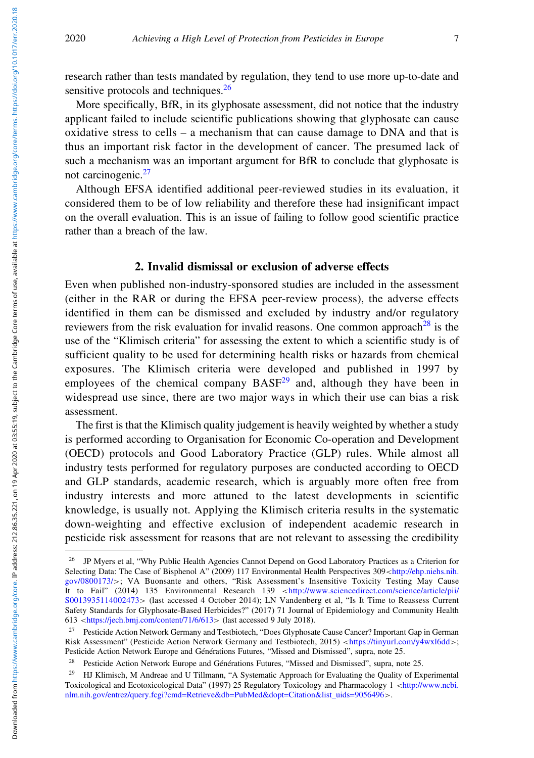research rather than tests mandated by regulation, they tend to use more up-to-date and sensitive protocols and techniques.[26]

More specifically, BfR, in its glyphosate assessment, did not notice that the industry applicant failed to include scientific publications showing that glyphosate can cause oxidative stress to cells – a mechanism that can cause damage to DNA and that is thus an important risk factor in the development of cancer. The presumed lack of such a mechanism was an important argument for BfR to conclude that glyphosate is not carcinogenic.[27]

Although EFSA identified additional peer-reviewed studies in its evaluation, it considered them to be of low reliability and therefore these had insignificant impact on the overall evaluation. This is an issue of failing to follow good scientific practice rather than a breach of the law.

## 2. Invalid dismissal or exclusion of adverse effects

Even when published non-industry-sponsored studies are included in the assessment (either in the RAR or during the EFSA peer-review process), the adverse effects identified in them can be dismissed and excluded by industry and/or regulatory reviewers from the risk evaluation for invalid reasons. One common approach[28] is the use of the "Klimisch criteria" for assessing the extent to which a scientific study is of sufficient quality to be used for determining health risks or hazards from chemical exposures. The Klimisch criteria were developed and published in 1997 by employees of the chemical company BASF[29] and, although they have been in widespread use since, there are two major ways in which their use can bias a risk assessment.

The first is that the Klimisch quality judgement is heavily weighted by whether a study is performed according to Organisation for Economic Co-operation and Development (OECD) protocols and Good Laboratory Practice (GLP) rules. While almost all industry tests performed for regulatory purposes are conducted according to OECD and GLP standards, academic research, which is arguably more often free from industry interests and more attuned to the latest developments in scientific knowledge, is usually not. Applying the Klimisch criteria results in the systematic down-weighting and effective exclusion of independent academic research in pesticide risk assessment for reasons that are not relevant to assessing the credibility

---

[26] JP Myers et al, "Why Public Health Agencies Cannot Depend on Good Laboratory Practices as a Criterion for Selecting Data: The Case of Bisphenol A" (2009) 117 Environmental Health Perspectives 309<http://ehp.niehs.nih.gov/0800173/>; VA Buonsante and others, "Risk Assessment's Insensitive Toxicity Testing May Cause It to Fail" (2014) 135 Environmental Research 139 <http://www.sciencedirect.com/science/article/pii/S0013935114002473> (last accessed 4 October 2014); LN Vandenberg et al, "Is It Time to Reassess Current Safety Standards for Glyphosate-Based Herbicides?" (2017) 71 Journal of Epidemiology and Community Health 613 <https://jech.bmj.com/content/71/6/613> (last accessed 9 July 2018).

[27] Pesticide Action Network Germany and Testbiotech, "Does Glyphosate Cause Cancer? Important Gap in German Risk Assessment" (Pesticide Action Network Germany and Testbiotech, 2015) <https://tinyurl.com/y4wxl6dd>; Pesticide Action Network Europe and Générations Futures, "Missed and Dismissed", supra, note 25.

[28] Pesticide Action Network Europe and Générations Futures, "Missed and Dismissed", supra, note 25.

[29] HJ Klimisch, M Andreae and U Tillmann, "A Systematic Approach for Evaluating the Quality of Experimental Toxicological and Ecotoxicological Data" (1997) 25 Regulatory Toxicology and Pharmacology 1 <http://www.ncbi.nlm.nih.gov/entrez/query.fcgi?cmd=Retrieve&db=PubMed&dopt=Citation&list_uids=9056496>.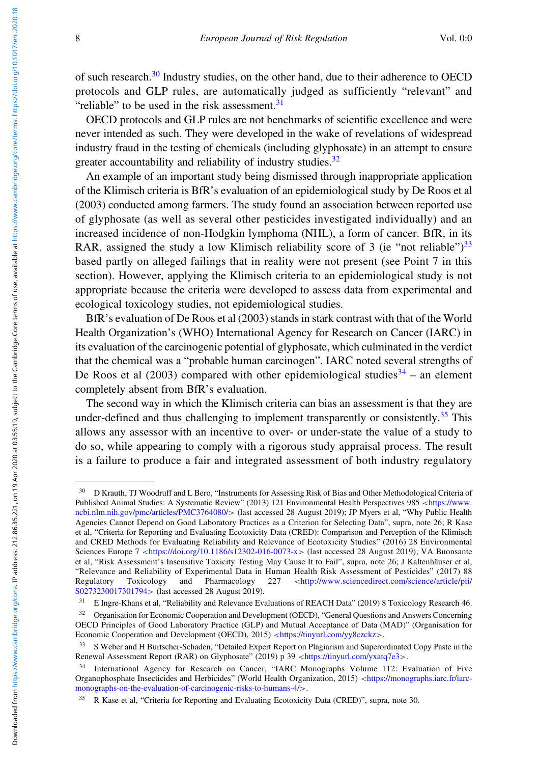of such research.[30] Industry studies, on the other hand, due to their adherence to OECD protocols and GLP rules, are automatically judged as sufficiently "relevant" and "reliable" to be used in the risk assessment.[31]

OECD protocols and GLP rules are not benchmarks of scientific excellence and were never intended as such. They were developed in the wake of revelations of widespread industry fraud in the testing of chemicals (including glyphosate) in an attempt to ensure greater accountability and reliability of industry studies.[32]

An example of an important study being dismissed through inappropriate application of the Klimisch criteria is BfR's evaluation of an epidemiological study by De Roos et al (2003) conducted among farmers. The study found an association between reported use of glyphosate (as well as several other pesticides investigated individually) and an increased incidence of non-Hodgkin lymphoma (NHL), a form of cancer. BfR, in its RAR, assigned the study a low Klimisch reliability score of 3 (ie "not reliable")[33] based partly on alleged failings that in reality were not present (see Point 7 in this section). However, applying the Klimisch criteria to an epidemiological study is not appropriate because the criteria were developed to assess data from experimental and ecological toxicology studies, not epidemiological studies.

BfR's evaluation of De Roos et al (2003) stands in stark contrast with that of the World Health Organization's (WHO) International Agency for Research on Cancer (IARC) in its evaluation of the carcinogenic potential of glyphosate, which culminated in the verdict that the chemical was a "probable human carcinogen". IARC noted several strengths of De Roos et al (2003) compared with other epidemiological studies[34] – an element completely absent from BfR's evaluation.

The second way in which the Klimisch criteria can bias an assessment is that they are under-defined and thus challenging to implement transparently or consistently.[35] This allows any assessor with an incentive to over- or under-state the value of a study to do so, while appearing to comply with a rigorous study appraisal process. The result is a failure to produce a fair and integrated assessment of both industry regulatory

---

[30] D Krauth, TJ Woodruff and L Bero, "Instruments for Assessing Risk of Bias and Other Methodological Criteria of Published Animal Studies: A Systematic Review" (2013) 121 Environmental Health Perspectives 985 <https://www.ncbi.nlm.nih.gov/pmc/articles/PMC3764080/> (last accessed 28 August 2019); JP Myers et al, "Why Public Health Agencies Cannot Depend on Good Laboratory Practices as a Criterion for Selecting Data", supra, note 26; R Kase et al, "Criteria for Reporting and Evaluating Ecotoxicity Data (CRED): Comparison and Perception of the Klimisch and CRED Methods for Evaluating Reliability and Relevance of Ecotoxicity Studies" (2016) 28 Environmental Sciences Europe 7 <https://doi.org/10.1186/s12302-016-0073-x> (last accessed 28 August 2019); VA Buonsante et al, "Risk Assessment's Insensitive Toxicity Testing May Cause It to Fail", supra, note 26; J Kaltenhäuser et al, "Relevance and Reliability of Experimental Data in Human Health Risk Assessment of Pesticides" (2017) 88 Regulatory Toxicology and Pharmacology 227 <http://www.sciencedirect.com/science/article/pii/S0273230017301794> (last accessed 28 August 2019).

[31] E Ingre-Khans et al, "Reliability and Relevance Evaluations of REACH Data" (2019) 8 Toxicology Research 46.

[32] Organisation for Economic Cooperation and Development (OECD), "General Questions and Answers Concerning OECD Principles of Good Laboratory Practice (GLP) and Mutual Acceptance of Data (MAD)" (Organisation for Economic Cooperation and Development (OECD), 2015) <https://tinyurl.com/yy8czckz>.

[33] S Weber and H Burtscher-Schaden, "Detailed Expert Report on Plagiarism and Superordinated Copy Paste in the Renewal Assessment Report (RAR) on Glyphosate" (2019) p 39 <https://tinyurl.com/yxatq7e3>.

[34] International Agency for Research on Cancer, "IARC Monographs Volume 112: Evaluation of Five Organophosphate Insecticides and Herbicides" (World Health Organization, 2015) <https://monographs.iarc.fr/iarc-monographs-on-the-evaluation-of-carcinogenic-risks-to-humans-4/>.

[35] R Kase et al, "Criteria for Reporting and Evaluating Ecotoxicity Data (CRED)", supra, note 30.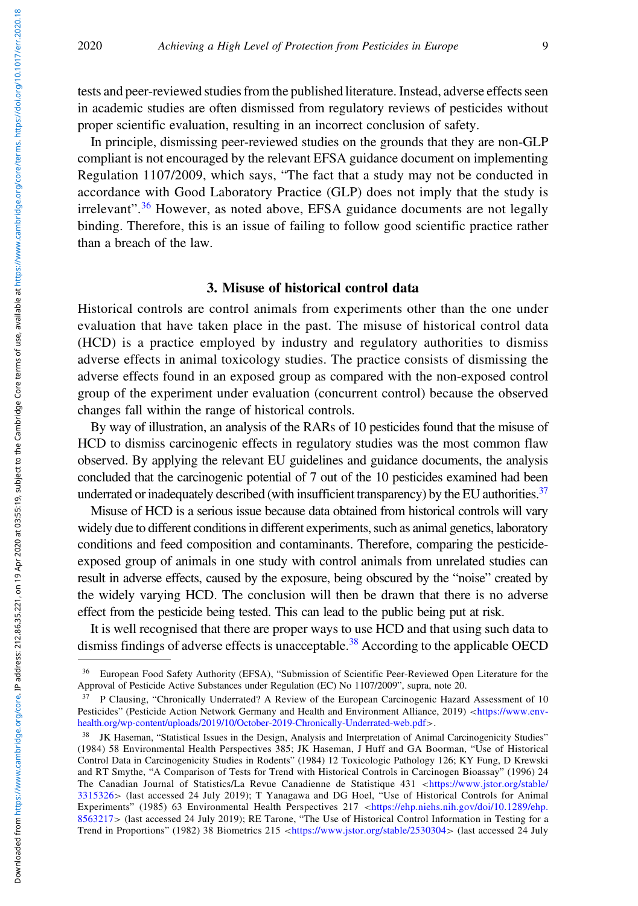tests and peer-reviewed studies from the published literature. Instead, adverse effects seen in academic studies are often dismissed from regulatory reviews of pesticides without proper scientific evaluation, resulting in an incorrect conclusion of safety.

In principle, dismissing peer-reviewed studies on the grounds that they are non-GLP compliant is not encouraged by the relevant EFSA guidance document on implementing Regulation 1107/2009, which says, "The fact that a study may not be conducted in accordance with Good Laboratory Practice (GLP) does not imply that the study is irrelevant".[36] However, as noted above, EFSA guidance documents are not legally binding. Therefore, this is an issue of failing to follow good scientific practice rather than a breach of the law.

## 3. Misuse of historical control data

Historical controls are control animals from experiments other than the one under evaluation that have taken place in the past. The misuse of historical control data (HCD) is a practice employed by industry and regulatory authorities to dismiss adverse effects in animal toxicology studies. The practice consists of dismissing the adverse effects found in an exposed group as compared with the non-exposed control group of the experiment under evaluation (concurrent control) because the observed changes fall within the range of historical controls.

By way of illustration, an analysis of the RARs of 10 pesticides found that the misuse of HCD to dismiss carcinogenic effects in regulatory studies was the most common flaw observed. By applying the relevant EU guidelines and guidance documents, the analysis concluded that the carcinogenic potential of 7 out of the 10 pesticides examined had been underrated or inadequately described (with insufficient transparency) by the EU authorities.[37]

Misuse of HCD is a serious issue because data obtained from historical controls will vary widely due to different conditions in different experiments, such as animal genetics, laboratory conditions and feed composition and contaminants. Therefore, comparing the pesticide-exposed group of animals in one study with control animals from unrelated studies can result in adverse effects, caused by the exposure, being obscured by the "noise" created by the widely varying HCD. The conclusion will then be drawn that there is no adverse effect from the pesticide being tested. This can lead to the public being put at risk.

It is well recognised that there are proper ways to use HCD and that using such data to dismiss findings of adverse effects is unacceptable.[38] According to the applicable OECD

---

[36] European Food Safety Authority (EFSA), "Submission of Scientific Peer-Reviewed Open Literature for the Approval of Pesticide Active Substances under Regulation (EC) No 1107/2009", supra, note 20.

[37] P Clausing, "Chronically Underrated? A Review of the European Carcinogenic Hazard Assessment of 10 Pesticides" (Pesticide Action Network Germany and Health and Environment Alliance, 2019) <https://www.env-health.org/wp-content/uploads/2019/10/October-2019-Chronically-Underrated-web.pdf>.

[38] JK Haseman, "Statistical Issues in the Design, Analysis and Interpretation of Animal Carcinogenicity Studies" (1984) 58 Environmental Health Perspectives 385; JK Haseman, J Huff and GA Boorman, "Use of Historical Control Data in Carcinogenicity Studies in Rodents" (1984) 12 Toxicologic Pathology 126; KY Fung, D Krewski and RT Smythe, "A Comparison of Tests for Trend with Historical Controls in Carcinogen Bioassay" (1996) 24 The Canadian Journal of Statistics/La Revue Canadienne de Statistique 431 <https://www.jstor.org/stable/3315326> (last accessed 24 July 2019); T Yanagawa and DG Hoel, "Use of Historical Controls for Animal Experiments" (1985) 63 Environmental Health Perspectives 217 <https://ehp.niehs.nih.gov/doi/10.1289/ehp.8563217> (last accessed 24 July 2019); RE Tarone, "The Use of Historical Control Information in Testing for a Trend in Proportions" (1982) 38 Biometrics 215 <https://www.jstor.org/stable/2530304> (last accessed 24 July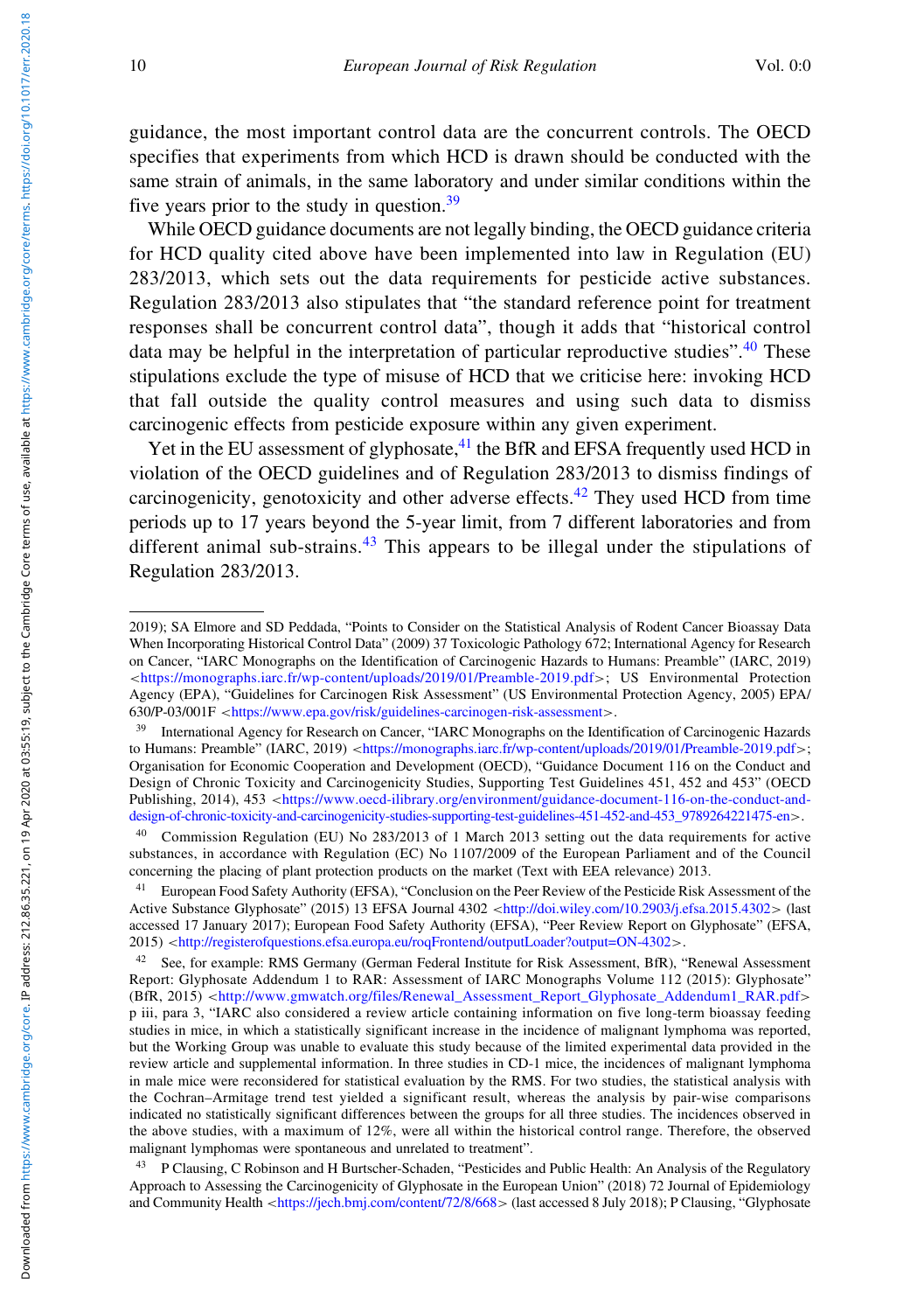guidance, the most important control data are the concurrent controls. The OECD specifies that experiments from which HCD is drawn should be conducted with the same strain of animals, in the same laboratory and under similar conditions within the five years prior to the study in question.[39]

While OECD guidance documents are not legally binding, the OECD guidance criteria for HCD quality cited above have been implemented into law in Regulation (EU) 283/2013, which sets out the data requirements for pesticide active substances. Regulation 283/2013 also stipulates that "the standard reference point for treatment responses shall be concurrent control data", though it adds that "historical control data may be helpful in the interpretation of particular reproductive studies".[40] These stipulations exclude the type of misuse of HCD that we criticise here: invoking HCD that fall outside the quality control measures and using such data to dismiss carcinogenic effects from pesticide exposure within any given experiment.

Yet in the EU assessment of glyphosate,[41] the BfR and EFSA frequently used HCD in violation of the OECD guidelines and of Regulation 283/2013 to dismiss findings of carcinogenicity, genotoxicity and other adverse effects.[42] They used HCD from time periods up to 17 years beyond the 5-year limit, from 7 different laboratories and from different animal sub-strains.[43] This appears to be illegal under the stipulations of Regulation 283/2013.

---

2019); SA Elmore and SD Peddada, "Points to Consider on the Statistical Analysis of Rodent Cancer Bioassay Data When Incorporating Historical Control Data" (2009) 37 Toxicologic Pathology 672; International Agency for Research on Cancer, "IARC Monographs on the Identification of Carcinogenic Hazards to Humans: Preamble" (IARC, 2019) <https://monographs.iarc.fr/wp-content/uploads/2019/01/Preamble-2019.pdf>; US Environmental Protection Agency (EPA), "Guidelines for Carcinogen Risk Assessment" (US Environmental Protection Agency, 2005) EPA/630/P-03/001F <https://www.epa.gov/risk/guidelines-carcinogen-risk-assessment>.

[39] International Agency for Research on Cancer, "IARC Monographs on the Identification of Carcinogenic Hazards to Humans: Preamble" (IARC, 2019) <https://monographs.iarc.fr/wp-content/uploads/2019/01/Preamble-2019.pdf>; Organisation for Economic Cooperation and Development (OECD), "Guidance Document 116 on the Conduct and Design of Chronic Toxicity and Carcinogenicity Studies, Supporting Test Guidelines 451, 452 and 453" (OECD Publishing, 2014), 453 <https://www.oecd-ilibrary.org/environment/guidance-document-116-on-the-conduct-and-design-of-chronic-toxicity-and-carcinogenicity-studies-supporting-test-guidelines-451-452-and-453_9789264221475-en>.

[40] Commission Regulation (EU) No 283/2013 of 1 March 2013 setting out the data requirements for active substances, in accordance with Regulation (EC) No 1107/2009 of the European Parliament and of the Council concerning the placing of plant protection products on the market (Text with EEA relevance) 2013.

[41] European Food Safety Authority (EFSA), "Conclusion on the Peer Review of the Pesticide Risk Assessment of the Active Substance Glyphosate" (2015) 13 EFSA Journal 4302 <http://doi.wiley.com/10.2903/j.efsa.2015.4302> (last accessed 17 January 2017); European Food Safety Authority (EFSA), "Peer Review Report on Glyphosate" (EFSA, 2015) <http://registerofquestions.efsa.europa.eu/roqFrontend/outputLoader?output=ON-4302>.

[42] See, for example: RMS Germany (German Federal Institute for Risk Assessment, BfR), "Renewal Assessment Report: Glyphosate Addendum 1 to RAR: Assessment of IARC Monographs Volume 112 (2015): Glyphosate" (BfR, 2015) <http://www.gmwatch.org/files/Renewal_Assessment_Report_Glyphosate_Addendum1_RAR.pdf> p iii, para 3, "IARC also considered a review article containing information on five long-term bioassay feeding studies in mice, in which a statistically significant increase in the incidence of malignant lymphoma was reported, but the Working Group was unable to evaluate this study because of the limited experimental data provided in the review article and supplemental information. In three studies in CD-1 mice, the incidences of malignant lymphoma in male mice were reconsidered for statistical evaluation by the RMS. For two studies, the statistical analysis with the Cochran–Armitage trend test yielded a significant result, whereas the analysis by pair-wise comparisons indicated no statistically significant differences between the groups for all three studies. The incidences observed in the above studies, with a maximum of 12%, were all within the historical control range. Therefore, the observed malignant lymphomas were spontaneous and unrelated to treatment".

[43] P Clausing, C Robinson and H Burtscher-Schaden, "Pesticides and Public Health: An Analysis of the Regulatory Approach to Assessing the Carcinogenicity of Glyphosate in the European Union" (2018) 72 Journal of Epidemiology and Community Health <https://jech.bmj.com/content/72/8/668> (last accessed 8 July 2018); P Clausing, "Glyphosate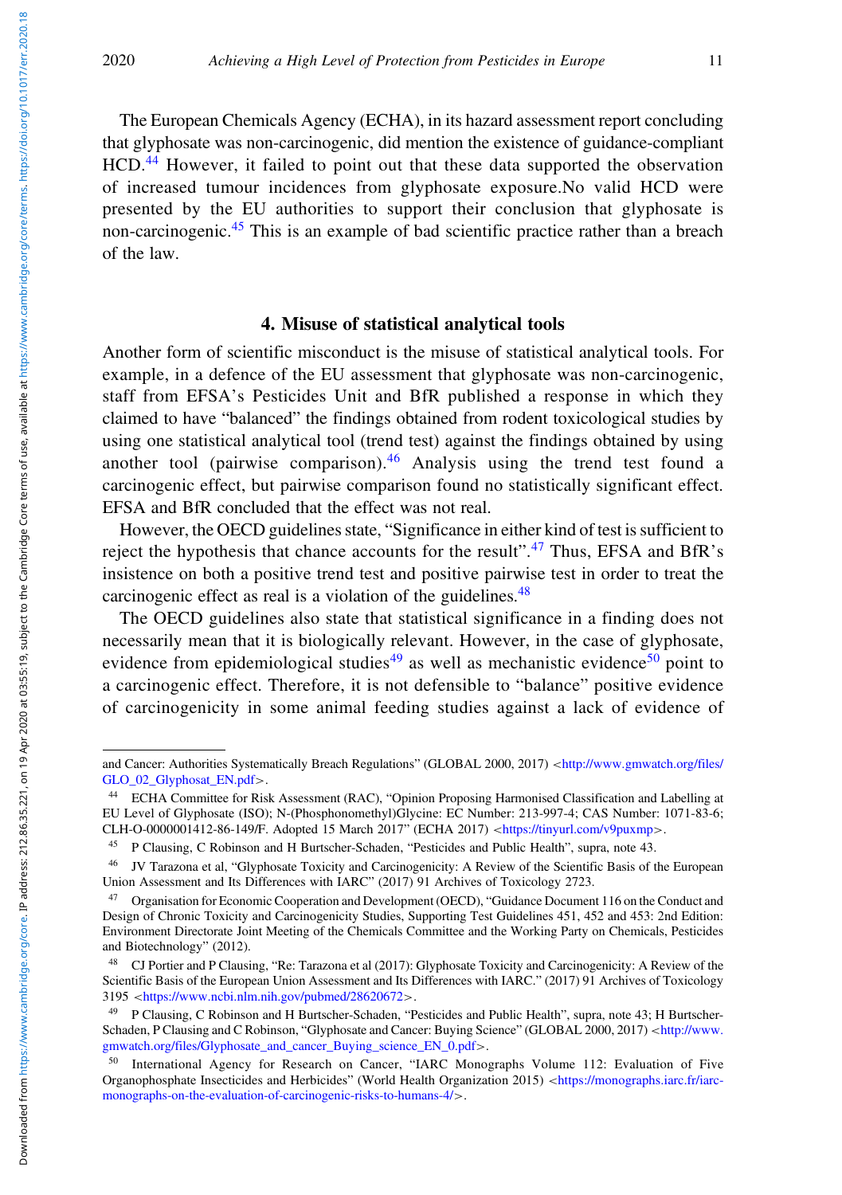The European Chemicals Agency (ECHA), in its hazard assessment report concluding that glyphosate was non-carcinogenic, did mention the existence of guidance-compliant HCD.[44] However, it failed to point out that these data supported the observation of increased tumour incidences from glyphosate exposure.No valid HCD were presented by the EU authorities to support their conclusion that glyphosate is non-carcinogenic.[45] This is an example of bad scientific practice rather than a breach of the law.

## 4. Misuse of statistical analytical tools

Another form of scientific misconduct is the misuse of statistical analytical tools. For example, in a defence of the EU assessment that glyphosate was non-carcinogenic, staff from EFSA's Pesticides Unit and BfR published a response in which they claimed to have "balanced" the findings obtained from rodent toxicological studies by using one statistical analytical tool (trend test) against the findings obtained by using another tool (pairwise comparison).[46] Analysis using the trend test found a carcinogenic effect, but pairwise comparison found no statistically significant effect. EFSA and BfR concluded that the effect was not real.

However, the OECD guidelines state, "Significance in either kind of test is sufficient to reject the hypothesis that chance accounts for the result".[47] Thus, EFSA and BfR's insistence on both a positive trend test and positive pairwise test in order to treat the carcinogenic effect as real is a violation of the guidelines.[48]

The OECD guidelines also state that statistical significance in a finding does not necessarily mean that it is biologically relevant. However, in the case of glyphosate, evidence from epidemiological studies[49] as well as mechanistic evidence[50] point to a carcinogenic effect. Therefore, it is not defensible to "balance" positive evidence of carcinogenicity in some animal feeding studies against a lack of evidence of

---

and Cancer: Authorities Systematically Breach Regulations" (GLOBAL 2000, 2017) <http://www.gmwatch.org/files/GLO_02_Glyphosat_EN.pdf>.

[44] ECHA Committee for Risk Assessment (RAC), "Opinion Proposing Harmonised Classification and Labelling at EU Level of Glyphosate (ISO); N-(Phosphonomethyl)Glycine: EC Number: 213-997-4; CAS Number: 1071-83-6; CLH-O-0000001412-86-149/F. Adopted 15 March 2017" (ECHA 2017) <https://tinyurl.com/v9puxmp>.

[45] P Clausing, C Robinson and H Burtscher-Schaden, "Pesticides and Public Health", supra, note 43.

[46] JV Tarazona et al, "Glyphosate Toxicity and Carcinogenicity: A Review of the Scientific Basis of the European Union Assessment and Its Differences with IARC" (2017) 91 Archives of Toxicology 2723.

[47] Organisation for Economic Cooperation and Development (OECD), "Guidance Document 116 on the Conduct and Design of Chronic Toxicity and Carcinogenicity Studies, Supporting Test Guidelines 451, 452 and 453: 2nd Edition: Environment Directorate Joint Meeting of the Chemicals Committee and the Working Party on Chemicals, Pesticides and Biotechnology" (2012).

[48] CJ Portier and P Clausing, "Re: Tarazona et al (2017): Glyphosate Toxicity and Carcinogenicity: A Review of the Scientific Basis of the European Union Assessment and Its Differences with IARC." (2017) 91 Archives of Toxicology 3195 <https://www.ncbi.nlm.nih.gov/pubmed/28620672>.

[49] P Clausing, C Robinson and H Burtscher-Schaden, "Pesticides and Public Health", supra, note 43; H Burtscher-Schaden, P Clausing and C Robinson, "Glyphosate and Cancer: Buying Science" (GLOBAL 2000, 2017) <http://www.gmwatch.org/files/Glyphosate_and_cancer_Buying_science_EN_0.pdf>.

[50] International Agency for Research on Cancer, "IARC Monographs Volume 112: Evaluation of Five Organophosphate Insecticides and Herbicides" (World Health Organization 2015) <https://monographs.iarc.fr/iarc-monographs-on-the-evaluation-of-carcinogenic-risks-to-humans-4/>.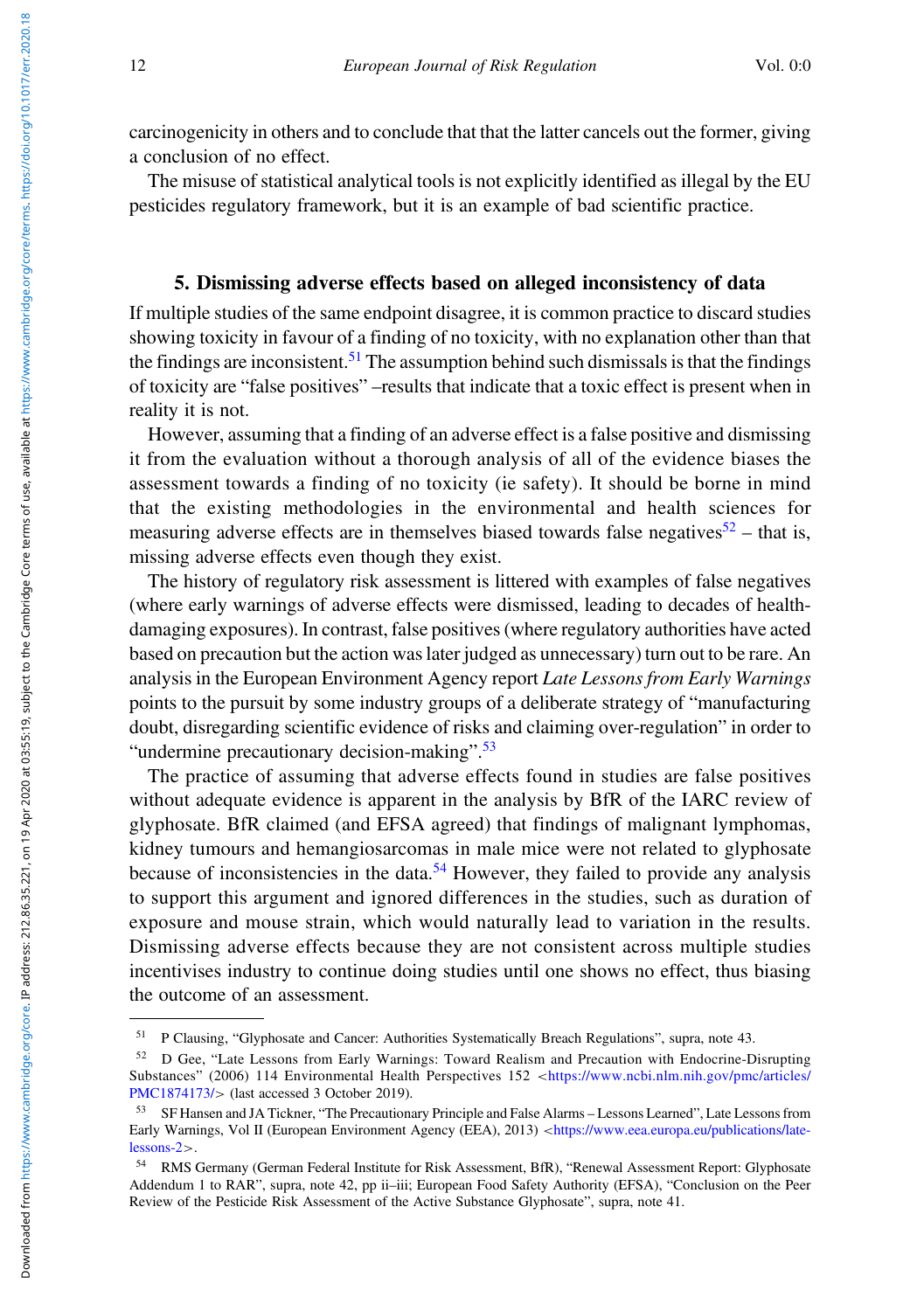carcinogenicity in others and to conclude that that the latter cancels out the former, giving a conclusion of no effect.

The misuse of statistical analytical tools is not explicitly identified as illegal by the EU pesticides regulatory framework, but it is an example of bad scientific practice.

## 5. Dismissing adverse effects based on alleged inconsistency of data

If multiple studies of the same endpoint disagree, it is common practice to discard studies showing toxicity in favour of a finding of no toxicity, with no explanation other than that the findings are inconsistent.[51] The assumption behind such dismissals is that the findings of toxicity are "false positives" –results that indicate that a toxic effect is present when in reality it is not.

However, assuming that a finding of an adverse effect is a false positive and dismissing it from the evaluation without a thorough analysis of all of the evidence biases the assessment towards a finding of no toxicity (ie safety). It should be borne in mind that the existing methodologies in the environmental and health sciences for measuring adverse effects are in themselves biased towards false negatives[52] – that is, missing adverse effects even though they exist.

The history of regulatory risk assessment is littered with examples of false negatives (where early warnings of adverse effects were dismissed, leading to decades of health-damaging exposures). In contrast, false positives (where regulatory authorities have acted based on precaution but the action was later judged as unnecessary) turn out to be rare. An analysis in the European Environment Agency report *Late Lessons from Early Warnings* points to the pursuit by some industry groups of a deliberate strategy of "manufacturing doubt, disregarding scientific evidence of risks and claiming over-regulation" in order to "undermine precautionary decision-making".[53]

The practice of assuming that adverse effects found in studies are false positives without adequate evidence is apparent in the analysis by BfR of the IARC review of glyphosate. BfR claimed (and EFSA agreed) that findings of malignant lymphomas, kidney tumours and hemangiosarcomas in male mice were not related to glyphosate because of inconsistencies in the data.[54] However, they failed to provide any analysis to support this argument and ignored differences in the studies, such as duration of exposure and mouse strain, which would naturally lead to variation in the results. Dismissing adverse effects because they are not consistent across multiple studies incentivises industry to continue doing studies until one shows no effect, thus biasing the outcome of an assessment.

---

[51] P Clausing, "Glyphosate and Cancer: Authorities Systematically Breach Regulations", supra, note 43.

[52] D Gee, "Late Lessons from Early Warnings: Toward Realism and Precaution with Endocrine-Disrupting Substances" (2006) 114 Environmental Health Perspectives 152 <https://www.ncbi.nlm.nih.gov/pmc/articles/PMC1874173/> (last accessed 3 October 2019).

[53] SF Hansen and JA Tickner, "The Precautionary Principle and False Alarms – Lessons Learned", Late Lessons from Early Warnings, Vol II (European Environment Agency (EEA), 2013) <https://www.eea.europa.eu/publications/late-lessons-2>.

[54] RMS Germany (German Federal Institute for Risk Assessment, BfR), "Renewal Assessment Report: Glyphosate Addendum 1 to RAR", supra, note 42, pp ii–iii; European Food Safety Authority (EFSA), "Conclusion on the Peer Review of the Pesticide Risk Assessment of the Active Substance Glyphosate", supra, note 41.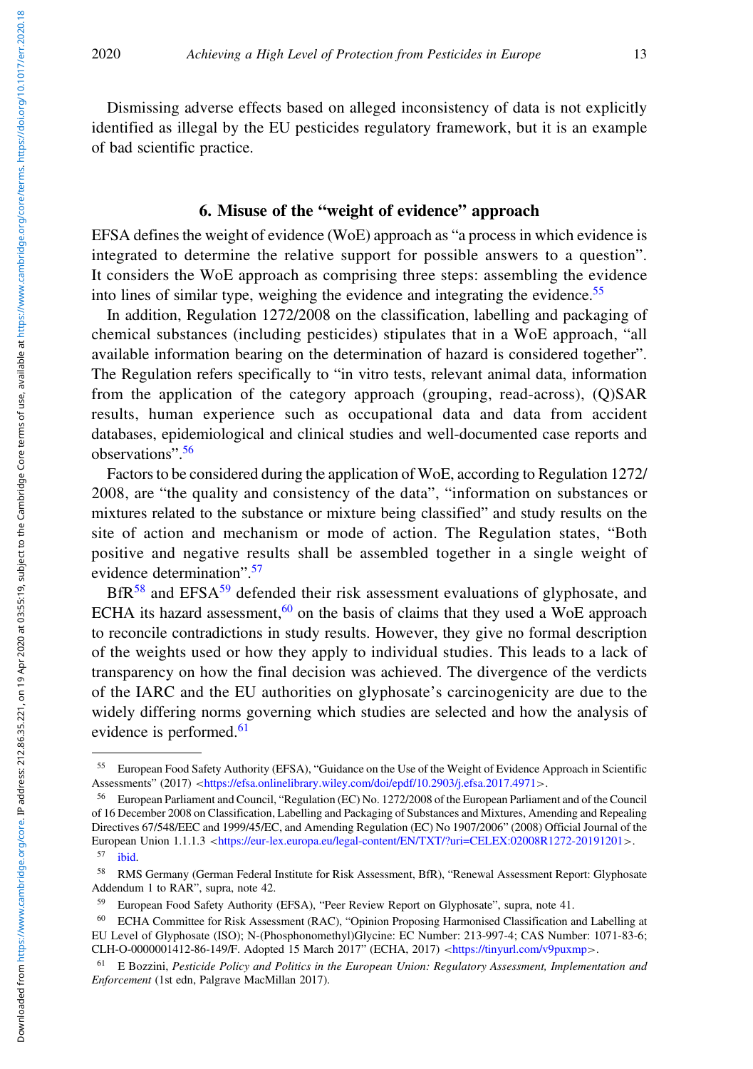Dismissing adverse effects based on alleged inconsistency of data is not explicitly identified as illegal by the EU pesticides regulatory framework, but it is an example of bad scientific practice.

## 6. Misuse of the "weight of evidence" approach

EFSA defines the weight of evidence (WoE) approach as "a process in which evidence is integrated to determine the relative support for possible answers to a question". It considers the WoE approach as comprising three steps: assembling the evidence into lines of similar type, weighing the evidence and integrating the evidence.[55]

In addition, Regulation 1272/2008 on the classification, labelling and packaging of chemical substances (including pesticides) stipulates that in a WoE approach, "all available information bearing on the determination of hazard is considered together". The Regulation refers specifically to "in vitro tests, relevant animal data, information from the application of the category approach (grouping, read-across), (Q)SAR results, human experience such as occupational data and data from accident databases, epidemiological and clinical studies and well-documented case reports and observations".[56]

Factors to be considered during the application of WoE, according to Regulation 1272/2008, are "the quality and consistency of the data", "information on substances or mixtures related to the substance or mixture being classified" and study results on the site of action and mechanism or mode of action. The Regulation states, "Both positive and negative results shall be assembled together in a single weight of evidence determination".[57]

BfR[58] and EFSA[59] defended their risk assessment evaluations of glyphosate, and ECHA its hazard assessment,[60] on the basis of claims that they used a WoE approach to reconcile contradictions in study results. However, they give no formal description of the weights used or how they apply to individual studies. This leads to a lack of transparency on how the final decision was achieved. The divergence of the verdicts of the IARC and the EU authorities on glyphosate's carcinogenicity are due to the widely differing norms governing which studies are selected and how the analysis of evidence is performed.[61]

---

[55] European Food Safety Authority (EFSA), "Guidance on the Use of the Weight of Evidence Approach in Scientific Assessments" (2017) <https://efsa.onlinelibrary.wiley.com/doi/epdf/10.2903/j.efsa.2017.4971>.

[56] European Parliament and Council, "Regulation (EC) No. 1272/2008 of the European Parliament and of the Council of 16 December 2008 on Classification, Labelling and Packaging of Substances and Mixtures, Amending and Repealing Directives 67/548/EEC and 1999/45/EC, and Amending Regulation (EC) No 1907/2006" (2008) Official Journal of the European Union 1.1.1.3 <https://eur-lex.europa.eu/legal-content/EN/TXT/?uri=CELEX:02008R1272-20191201>.

[57] ibid.

[58] RMS Germany (German Federal Institute for Risk Assessment, BfR), "Renewal Assessment Report: Glyphosate Addendum 1 to RAR", supra, note 42.

[59] European Food Safety Authority (EFSA), "Peer Review Report on Glyphosate", supra, note 41.

[60] ECHA Committee for Risk Assessment (RAC), "Opinion Proposing Harmonised Classification and Labelling at EU Level of Glyphosate (ISO); N-(Phosphonomethyl)Glycine: EC Number: 213-997-4; CAS Number: 1071-83-6; CLH-O-0000001412-86-149/F. Adopted 15 March 2017" (ECHA, 2017) <https://tinyurl.com/v9puxmp>.

[61] E Bozzini, *Pesticide Policy and Politics in the European Union: Regulatory Assessment, Implementation and Enforcement* (1st edn, Palgrave MacMillan 2017).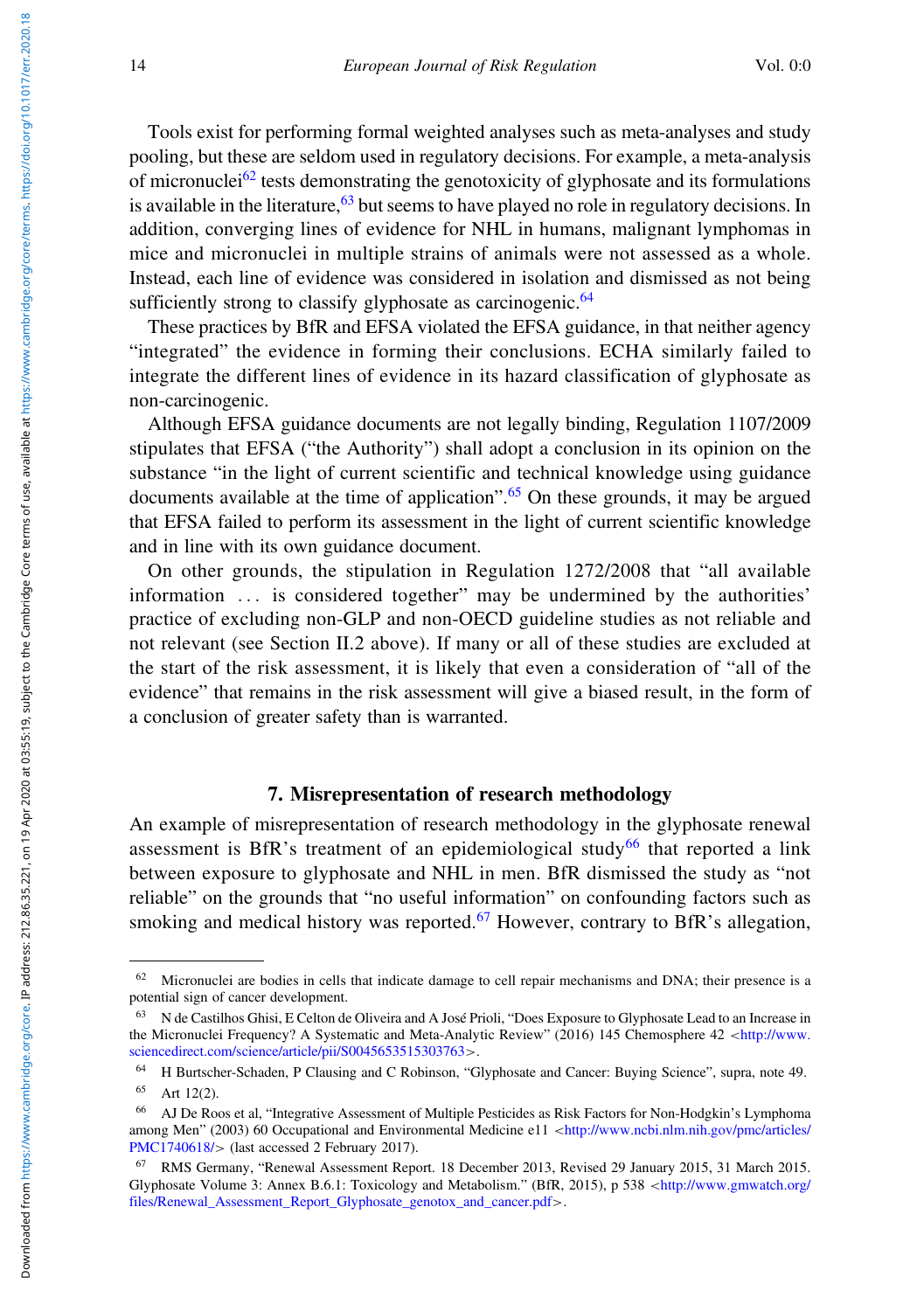Tools exist for performing formal weighted analyses such as meta-analyses and study pooling, but these are seldom used in regulatory decisions. For example, a meta-analysis of micronuclei[62] tests demonstrating the genotoxicity of glyphosate and its formulations is available in the literature,[63] but seems to have played no role in regulatory decisions. In addition, converging lines of evidence for NHL in humans, malignant lymphomas in mice and micronuclei in multiple strains of animals were not assessed as a whole. Instead, each line of evidence was considered in isolation and dismissed as not being sufficiently strong to classify glyphosate as carcinogenic.[64]

These practices by BfR and EFSA violated the EFSA guidance, in that neither agency "integrated" the evidence in forming their conclusions. ECHA similarly failed to integrate the different lines of evidence in its hazard classification of glyphosate as non-carcinogenic.

Although EFSA guidance documents are not legally binding, Regulation 1107/2009 stipulates that EFSA ("the Authority") shall adopt a conclusion in its opinion on the substance "in the light of current scientific and technical knowledge using guidance documents available at the time of application".[65] On these grounds, it may be argued that EFSA failed to perform its assessment in the light of current scientific knowledge and in line with its own guidance document.

On other grounds, the stipulation in Regulation 1272/2008 that "all available information … is considered together" may be undermined by the authorities' practice of excluding non-GLP and non-OECD guideline studies as not reliable and not relevant (see Section II.2 above). If many or all of these studies are excluded at the start of the risk assessment, it is likely that even a consideration of "all of the evidence" that remains in the risk assessment will give a biased result, in the form of a conclusion of greater safety than is warranted.

## 7. Misrepresentation of research methodology

An example of misrepresentation of research methodology in the glyphosate renewal assessment is BfR's treatment of an epidemiological study[66] that reported a link between exposure to glyphosate and NHL in men. BfR dismissed the study as "not reliable" on the grounds that "no useful information" on confounding factors such as smoking and medical history was reported.[67] However, contrary to BfR's allegation,

---

[62] Micronuclei are bodies in cells that indicate damage to cell repair mechanisms and DNA; their presence is a potential sign of cancer development.

[63] N de Castilhos Ghisi, E Celton de Oliveira and A José Prioli, "Does Exposure to Glyphosate Lead to an Increase in the Micronuclei Frequency? A Systematic and Meta-Analytic Review" (2016) 145 Chemosphere 42 <http://www.sciencedirect.com/science/article/pii/S0045653515303763>.

[64] H Burtscher-Schaden, P Clausing and C Robinson, "Glyphosate and Cancer: Buying Science", supra, note 49.

[65] Art 12(2).

[66] AJ De Roos et al, "Integrative Assessment of Multiple Pesticides as Risk Factors for Non-Hodgkin's Lymphoma among Men" (2003) 60 Occupational and Environmental Medicine e11 <http://www.ncbi.nlm.nih.gov/pmc/articles/PMC1740618/> (last accessed 2 February 2017).

[67] RMS Germany, "Renewal Assessment Report. 18 December 2013, Revised 29 January 2015, 31 March 2015. Glyphosate Volume 3: Annex B.6.1: Toxicology and Metabolism." (BfR, 2015), p 538 <http://www.gmwatch.org/files/Renewal_Assessment_Report_Glyphosate_genotox_and_cancer.pdf>.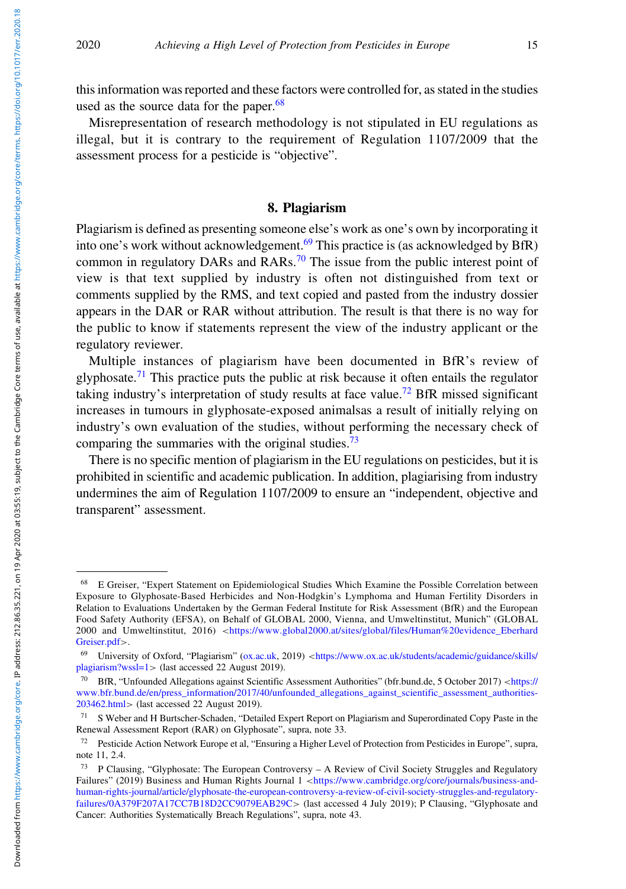this information was reported and these factors were controlled for, as stated in the studies used as the source data for the paper.[68]

Misrepresentation of research methodology is not stipulated in EU regulations as illegal, but it is contrary to the requirement of Regulation 1107/2009 that the assessment process for a pesticide is "objective".

## 8. Plagiarism

Plagiarism is defined as presenting someone else's work as one's own by incorporating it into one's work without acknowledgement.[69] This practice is (as acknowledged by BfR) common in regulatory DARs and RARs.[70] The issue from the public interest point of view is that text supplied by industry is often not distinguished from text or comments supplied by the RMS, and text copied and pasted from the industry dossier appears in the DAR or RAR without attribution. The result is that there is no way for the public to know if statements represent the view of the industry applicant or the regulatory reviewer.

Multiple instances of plagiarism have been documented in BfR's review of glyphosate.[71] This practice puts the public at risk because it often entails the regulator taking industry's interpretation of study results at face value.[72] BfR missed significant increases in tumours in glyphosate-exposed animalsas a result of initially relying on industry's own evaluation of the studies, without performing the necessary check of comparing the summaries with the original studies.[73]

There is no specific mention of plagiarism in the EU regulations on pesticides, but it is prohibited in scientific and academic publication. In addition, plagiarising from industry undermines the aim of Regulation 1107/2009 to ensure an "independent, objective and transparent" assessment.

---

[68] E Greiser, "Expert Statement on Epidemiological Studies Which Examine the Possible Correlation between Exposure to Glyphosate-Based Herbicides and Non-Hodgkin's Lymphoma and Human Fertility Disorders in Relation to Evaluations Undertaken by the German Federal Institute for Risk Assessment (BfR) and the European Food Safety Authority (EFSA), on Behalf of GLOBAL 2000, Vienna, and Umweltinstitut, Munich" (GLOBAL 2000 and Umweltinstitut, 2016) <https://www.global2000.at/sites/global/files/Human%20evidence_Eberhard Greiser.pdf>.

[69] University of Oxford, "Plagiarism" (ox.ac.uk, 2019) <https://www.ox.ac.uk/students/academic/guidance/skills/plagiarism?wssl=1> (last accessed 22 August 2019).

[70] BfR, "Unfounded Allegations against Scientific Assessment Authorities" (bfr.bund.de, 5 October 2017) <https://www.bfr.bund.de/en/press_information/2017/40/unfounded_allegations_against_scientific_assessment_authorities-203462.html> (last accessed 22 August 2019).

[71] S Weber and H Burtscher-Schaden, "Detailed Expert Report on Plagiarism and Superordinated Copy Paste in the Renewal Assessment Report (RAR) on Glyphosate", supra, note 33.

[72] Pesticide Action Network Europe et al, "Ensuring a Higher Level of Protection from Pesticides in Europe", supra, note 11, 2.4.

[73] P Clausing, "Glyphosate: The European Controversy – A Review of Civil Society Struggles and Regulatory Failures" (2019) Business and Human Rights Journal 1 <https://www.cambridge.org/core/journals/business-and-human-rights-journal/article/glyphosate-the-european-controversy-a-review-of-civil-society-struggles-and-regulatory-failures/0A379F207A17CC7B18D2CC9079EAB29C> (last accessed 4 July 2019); P Clausing, "Glyphosate and Cancer: Authorities Systematically Breach Regulations", supra, note 43.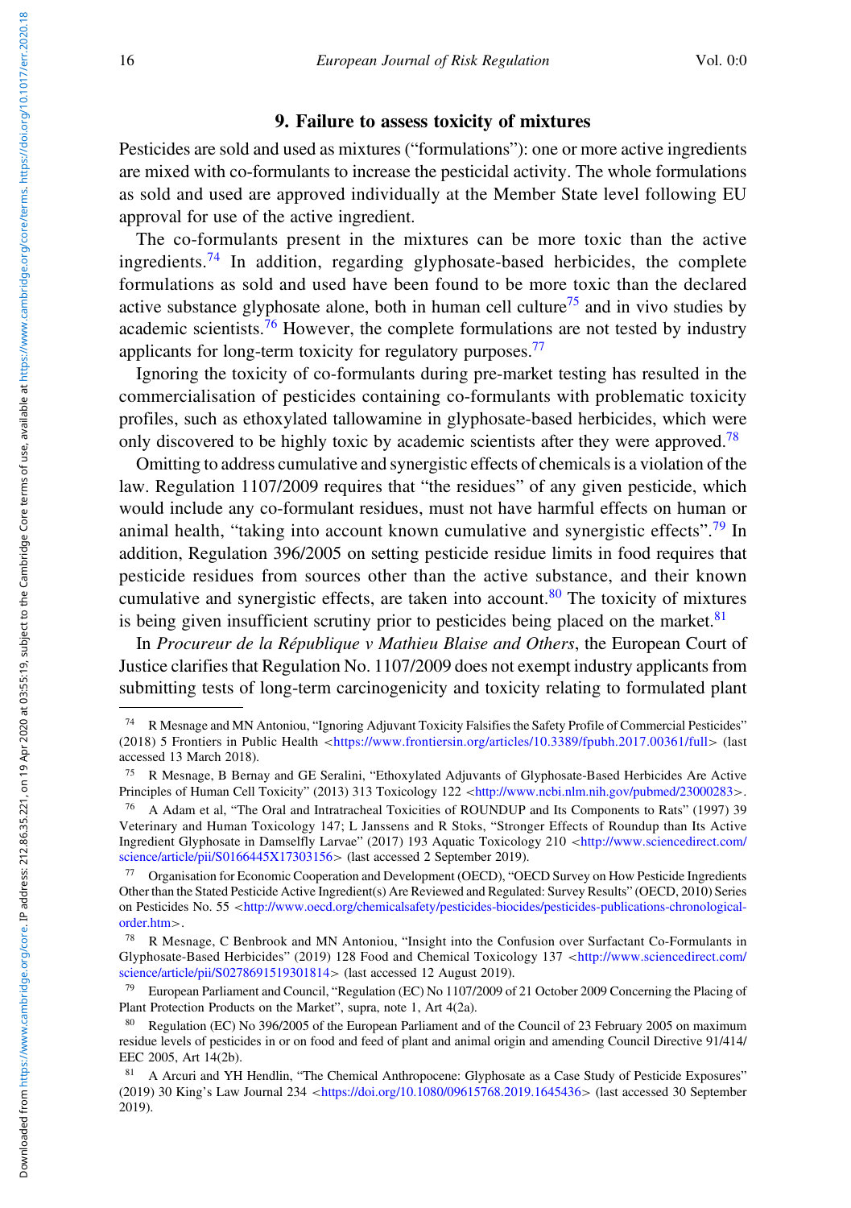## 9. Failure to assess toxicity of mixtures

Pesticides are sold and used as mixtures ("formulations"): one or more active ingredients are mixed with co-formulants to increase the pesticidal activity. The whole formulations as sold and used are approved individually at the Member State level following EU approval for use of the active ingredient.

The co-formulants present in the mixtures can be more toxic than the active ingredients.[74] In addition, regarding glyphosate-based herbicides, the complete formulations as sold and used have been found to be more toxic than the declared active substance glyphosate alone, both in human cell culture[75] and in vivo studies by academic scientists.[76] However, the complete formulations are not tested by industry applicants for long-term toxicity for regulatory purposes.[77]

Ignoring the toxicity of co-formulants during pre-market testing has resulted in the commercialisation of pesticides containing co-formulants with problematic toxicity profiles, such as ethoxylated tallowamine in glyphosate-based herbicides, which were only discovered to be highly toxic by academic scientists after they were approved.[78]

Omitting to address cumulative and synergistic effects of chemicals is a violation of the law. Regulation 1107/2009 requires that "the residues" of any given pesticide, which would include any co-formulant residues, must not have harmful effects on human or animal health, "taking into account known cumulative and synergistic effects".[79] In addition, Regulation 396/2005 on setting pesticide residue limits in food requires that pesticide residues from sources other than the active substance, and their known cumulative and synergistic effects, are taken into account.[80] The toxicity of mixtures is being given insufficient scrutiny prior to pesticides being placed on the market.[81]

In *Procureur de la République v Mathieu Blaise and Others*, the European Court of Justice clarifies that Regulation No. 1107/2009 does not exempt industry applicants from submitting tests of long-term carcinogenicity and toxicity relating to formulated plant

---

[74] R Mesnage and MN Antoniou, "Ignoring Adjuvant Toxicity Falsifies the Safety Profile of Commercial Pesticides" (2018) 5 Frontiers in Public Health <https://www.frontiersin.org/articles/10.3389/fpubh.2017.00361/full> (last accessed 13 March 2018).

[75] R Mesnage, B Bernay and GE Seralini, "Ethoxylated Adjuvants of Glyphosate-Based Herbicides Are Active Principles of Human Cell Toxicity" (2013) 313 Toxicology 122 <http://www.ncbi.nlm.nih.gov/pubmed/23000283>.

[76] A Adam et al, "The Oral and Intratracheal Toxicities of ROUNDUP and Its Components to Rats" (1997) 39 Veterinary and Human Toxicology 147; L Janssens and R Stoks, "Stronger Effects of Roundup than Its Active Ingredient Glyphosate in Damselfly Larvae" (2017) 193 Aquatic Toxicology 210 <http://www.sciencedirect.com/science/article/pii/S0166445X17303156> (last accessed 2 September 2019).

[77] Organisation for Economic Cooperation and Development (OECD), "OECD Survey on How Pesticide Ingredients Other than the Stated Pesticide Active Ingredient(s) Are Reviewed and Regulated: Survey Results" (OECD, 2010) Series on Pesticides No. 55 <http://www.oecd.org/chemicalsafety/pesticides-biocides/pesticides-publications-chronological-order.htm>.

[78] R Mesnage, C Benbrook and MN Antoniou, "Insight into the Confusion over Surfactant Co-Formulants in Glyphosate-Based Herbicides" (2019) 128 Food and Chemical Toxicology 137 <http://www.sciencedirect.com/science/article/pii/S0278691519301814> (last accessed 12 August 2019).

[79] European Parliament and Council, "Regulation (EC) No 1107/2009 of 21 October 2009 Concerning the Placing of Plant Protection Products on the Market", supra, note 1, Art 4(2a).

[80] Regulation (EC) No 396/2005 of the European Parliament and of the Council of 23 February 2005 on maximum residue levels of pesticides in or on food and feed of plant and animal origin and amending Council Directive 91/414/EEC 2005, Art 14(2b).

[81] A Arcuri and YH Hendlin, "The Chemical Anthropocene: Glyphosate as a Case Study of Pesticide Exposures" (2019) 30 King's Law Journal 234 <https://doi.org/10.1080/09615768.2019.1645436> (last accessed 30 September 2019).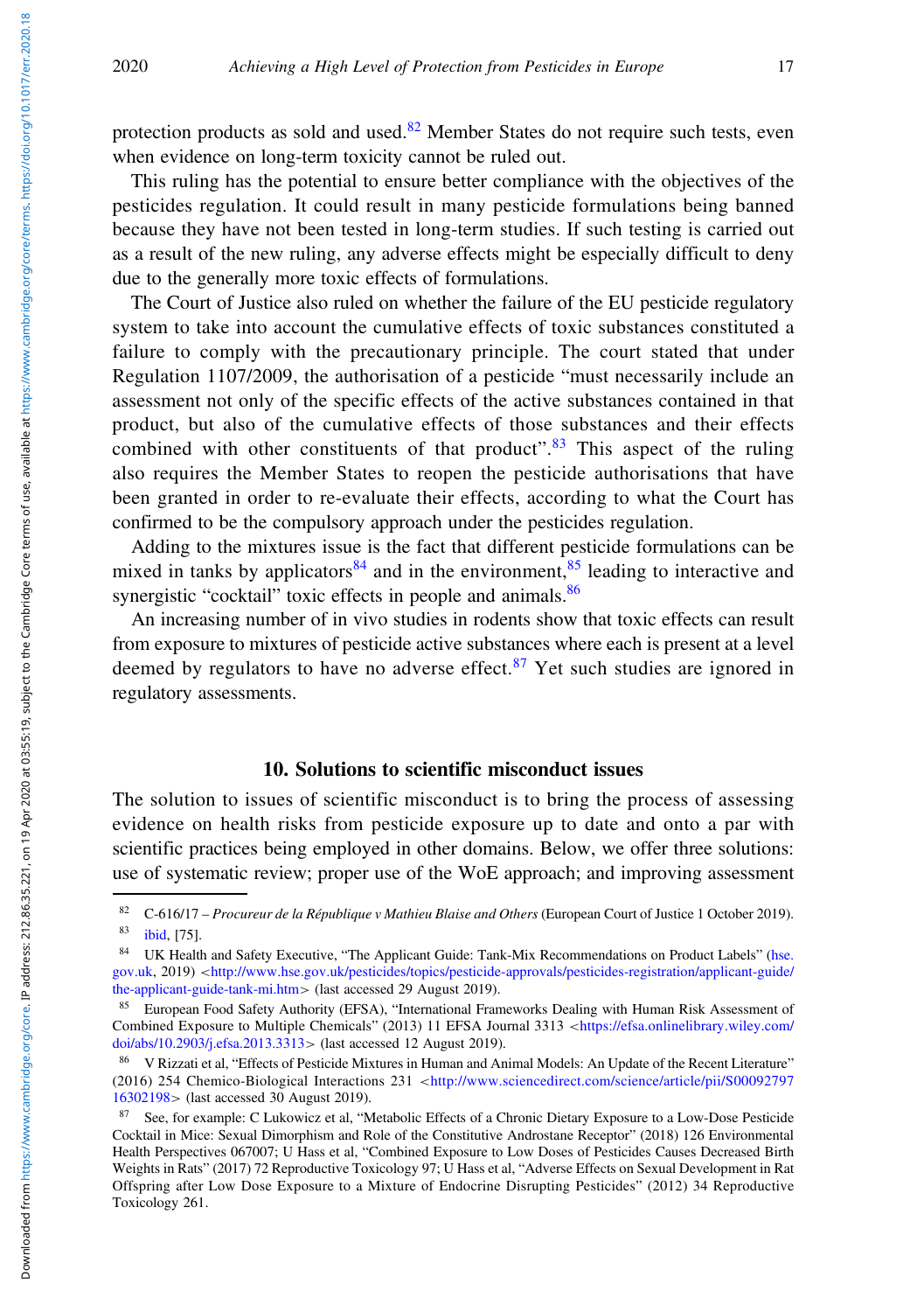protection products as sold and used.[82] Member States do not require such tests, even when evidence on long-term toxicity cannot be ruled out.

This ruling has the potential to ensure better compliance with the objectives of the pesticides regulation. It could result in many pesticide formulations being banned because they have not been tested in long-term studies. If such testing is carried out as a result of the new ruling, any adverse effects might be especially difficult to deny due to the generally more toxic effects of formulations.

The Court of Justice also ruled on whether the failure of the EU pesticide regulatory system to take into account the cumulative effects of toxic substances constituted a failure to comply with the precautionary principle. The court stated that under Regulation 1107/2009, the authorisation of a pesticide "must necessarily include an assessment not only of the specific effects of the active substances contained in that product, but also of the cumulative effects of those substances and their effects combined with other constituents of that product".[83] This aspect of the ruling also requires the Member States to reopen the pesticide authorisations that have been granted in order to re-evaluate their effects, according to what the Court has confirmed to be the compulsory approach under the pesticides regulation.

Adding to the mixtures issue is the fact that different pesticide formulations can be mixed in tanks by applicators[84] and in the environment,[85] leading to interactive and synergistic "cocktail" toxic effects in people and animals.[86]

An increasing number of in vivo studies in rodents show that toxic effects can result from exposure to mixtures of pesticide active substances where each is present at a level deemed by regulators to have no adverse effect.[87] Yet such studies are ignored in regulatory assessments.

## 10. Solutions to scientific misconduct issues

The solution to issues of scientific misconduct is to bring the process of assessing evidence on health risks from pesticide exposure up to date and onto a par with scientific practices being employed in other domains. Below, we offer three solutions: use of systematic review; proper use of the WoE approach; and improving assessment

---

[82] C-616/17 – *Procureur de la République v Mathieu Blaise and Others* (European Court of Justice 1 October 2019).

[83] ibid, [75].

[84] UK Health and Safety Executive, "The Applicant Guide: Tank-Mix Recommendations on Product Labels" (hse.gov.uk, 2019) <http://www.hse.gov.uk/pesticides/topics/pesticide-approvals/pesticides-registration/applicant-guide/the-applicant-guide-tank-mi.htm> (last accessed 29 August 2019).

[85] European Food Safety Authority (EFSA), "International Frameworks Dealing with Human Risk Assessment of Combined Exposure to Multiple Chemicals" (2013) 11 EFSA Journal 3313 <https://efsa.onlinelibrary.wiley.com/doi/abs/10.2903/j.efsa.2013.3313> (last accessed 12 August 2019).

[86] V Rizzati et al, "Effects of Pesticide Mixtures in Human and Animal Models: An Update of the Recent Literature" (2016) 254 Chemico-Biological Interactions 231 <http://www.sciencedirect.com/science/article/pii/S0009279716302198> (last accessed 30 August 2019).

[87] See, for example: C Lukowicz et al, "Metabolic Effects of a Chronic Dietary Exposure to a Low-Dose Pesticide Cocktail in Mice: Sexual Dimorphism and Role of the Constitutive Androstane Receptor" (2018) 126 Environmental Health Perspectives 067007; U Hass et al, "Combined Exposure to Low Doses of Pesticides Causes Decreased Birth Weights in Rats" (2017) 72 Reproductive Toxicology 97; U Hass et al, "Adverse Effects on Sexual Development in Rat Offspring after Low Dose Exposure to a Mixture of Endocrine Disrupting Pesticides" (2012) 34 Reproductive Toxicology 261.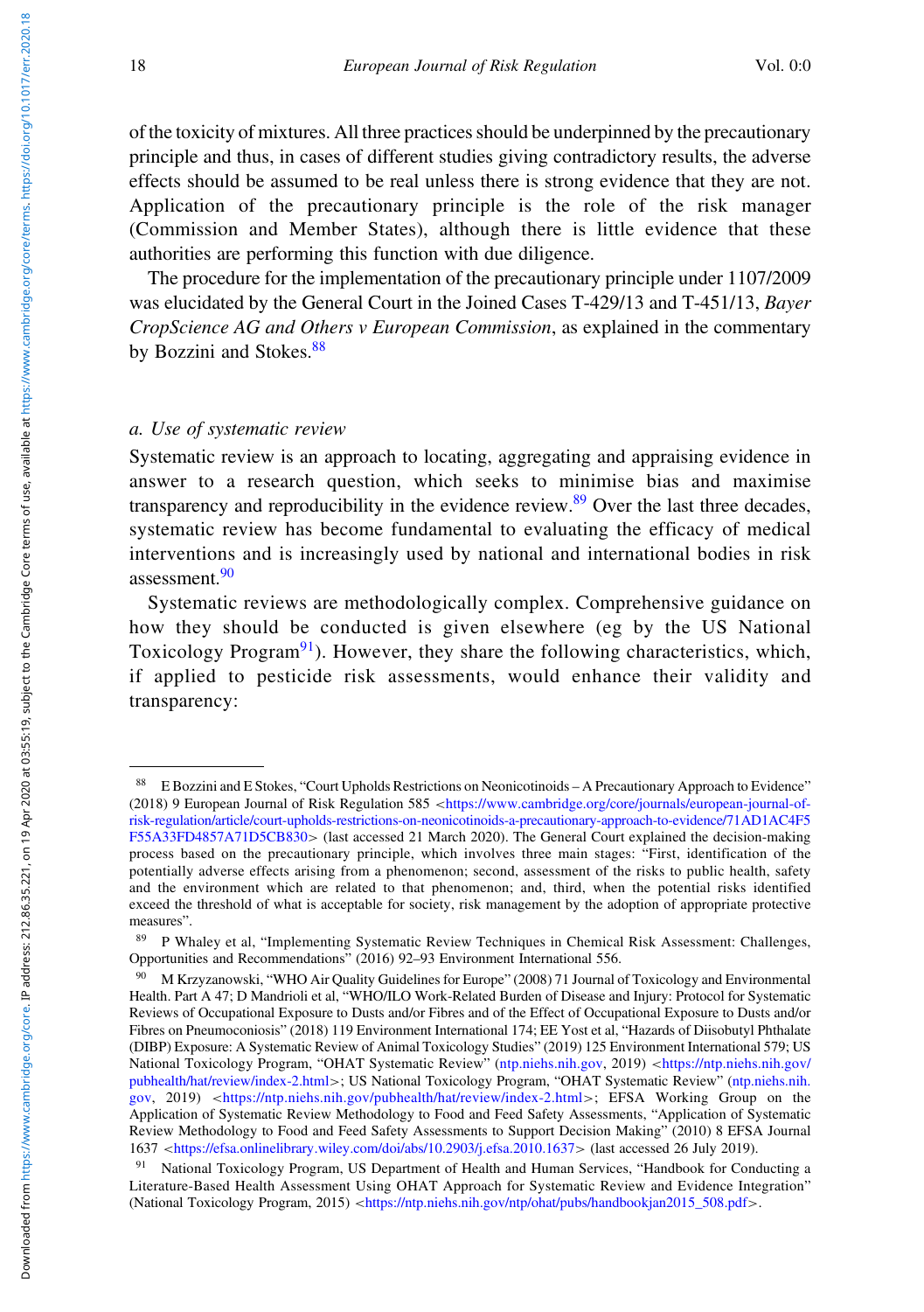of the toxicity of mixtures. All three practices should be underpinned by the precautionary principle and thus, in cases of different studies giving contradictory results, the adverse effects should be assumed to be real unless there is strong evidence that they are not. Application of the precautionary principle is the role of the risk manager (Commission and Member States), although there is little evidence that these authorities are performing this function with due diligence.

The procedure for the implementation of the precautionary principle under 1107/2009 was elucidated by the General Court in the Joined Cases T-429/13 and T-451/13, *Bayer CropScience AG and Others v European Commission*, as explained in the commentary by Bozzini and Stokes.[88]

### *a. Use of systematic review*

Systematic review is an approach to locating, aggregating and appraising evidence in answer to a research question, which seeks to minimise bias and maximise transparency and reproducibility in the evidence review.[89] Over the last three decades, systematic review has become fundamental to evaluating the efficacy of medical interventions and is increasingly used by national and international bodies in risk assessment.[90]

Systematic reviews are methodologically complex. Comprehensive guidance on how they should be conducted is given elsewhere (eg by the US National Toxicology Program[91]). However, they share the following characteristics, which, if applied to pesticide risk assessments, would enhance their validity and transparency:

---

[88] E Bozzini and E Stokes, "Court Upholds Restrictions on Neonicotinoids – A Precautionary Approach to Evidence" (2018) 9 European Journal of Risk Regulation 585 <https://www.cambridge.org/core/journals/european-journal-of-risk-regulation/article/court-upholds-restrictions-on-neonicotinoids-a-precautionary-approach-to-evidence/71AD1AC4F5F55A33FD4857A71D5CB830> (last accessed 21 March 2020). The General Court explained the decision-making process based on the precautionary principle, which involves three main stages: "First, identification of the potentially adverse effects arising from a phenomenon; second, assessment of the risks to public health, safety and the environment which are related to that phenomenon; and, third, when the potential risks identified exceed the threshold of what is acceptable for society, risk management by the adoption of appropriate protective measures".

[89] P Whaley et al, "Implementing Systematic Review Techniques in Chemical Risk Assessment: Challenges, Opportunities and Recommendations" (2016) 92–93 Environment International 556.

[90] M Krzyzanowski, "WHO Air Quality Guidelines for Europe" (2008) 71 Journal of Toxicology and Environmental Health. Part A 47; D Mandrioli et al, "WHO/ILO Work-Related Burden of Disease and Injury: Protocol for Systematic Reviews of Occupational Exposure to Dusts and/or Fibres and of the Effect of Occupational Exposure to Dusts and/or Fibres on Pneumoconiosis" (2018) 119 Environment International 174; EE Yost et al, "Hazards of Diisobutyl Phthalate (DIBP) Exposure: A Systematic Review of Animal Toxicology Studies" (2019) 125 Environment International 579; US National Toxicology Program, "OHAT Systematic Review" (ntp.niehs.nih.gov, 2019) <https://ntp.niehs.nih.gov/pubhealth/hat/review/index-2.html>; US National Toxicology Program, "OHAT Systematic Review" (ntp.niehs.nih.gov, 2019) <https://ntp.niehs.nih.gov/pubhealth/hat/review/index-2.html>; EFSA Working Group on the Application of Systematic Review Methodology to Food and Feed Safety Assessments, "Application of Systematic Review Methodology to Food and Feed Safety Assessments to Support Decision Making" (2010) 8 EFSA Journal 1637 <https://efsa.onlinelibrary.wiley.com/doi/abs/10.2903/j.efsa.2010.1637> (last accessed 26 July 2019).

[91] National Toxicology Program, US Department of Health and Human Services, "Handbook for Conducting a Literature-Based Health Assessment Using OHAT Approach for Systematic Review and Evidence Integration" (National Toxicology Program, 2015) <https://ntp.niehs.nih.gov/ntp/ohat/pubs/handbookjan2015_508.pdf>.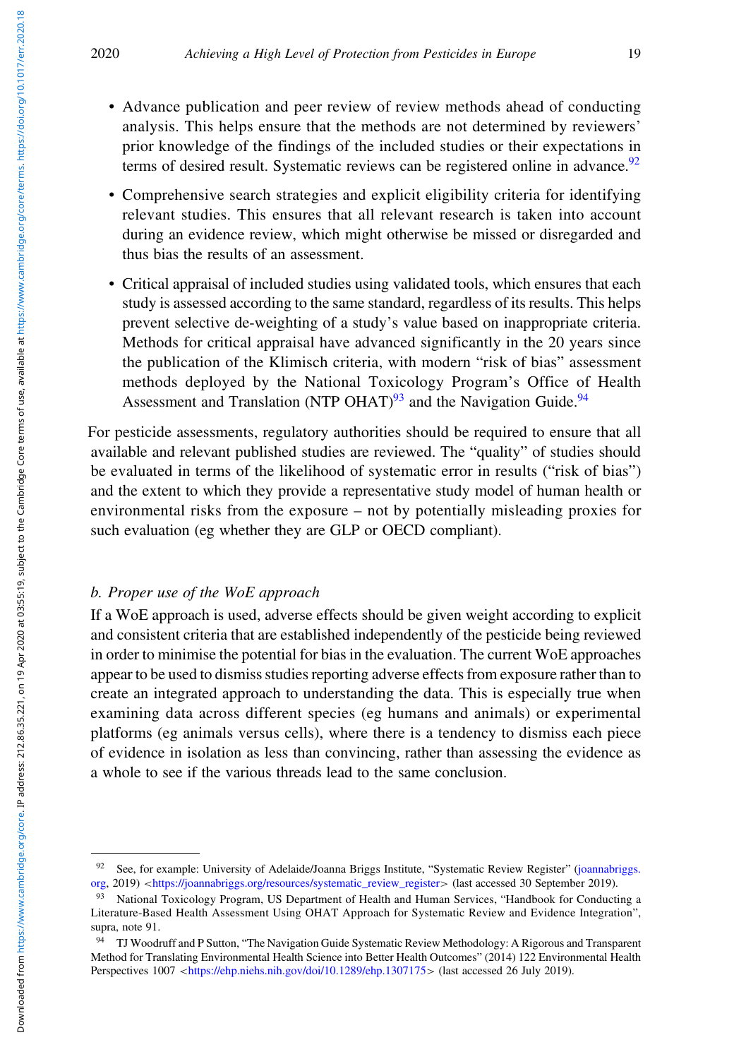- Advance publication and peer review of review methods ahead of conducting analysis. This helps ensure that the methods are not determined by reviewers' prior knowledge of the findings of the included studies or their expectations in terms of desired result. Systematic reviews can be registered online in advance.[92]
- Comprehensive search strategies and explicit eligibility criteria for identifying relevant studies. This ensures that all relevant research is taken into account during an evidence review, which might otherwise be missed or disregarded and thus bias the results of an assessment.
- Critical appraisal of included studies using validated tools, which ensures that each study is assessed according to the same standard, regardless of its results. This helps prevent selective de-weighting of a study's value based on inappropriate criteria. Methods for critical appraisal have advanced significantly in the 20 years since the publication of the Klimisch criteria, with modern "risk of bias" assessment methods deployed by the National Toxicology Program's Office of Health Assessment and Translation (NTP OHAT)[93] and the Navigation Guide.[94]

For pesticide assessments, regulatory authorities should be required to ensure that all available and relevant published studies are reviewed. The "quality" of studies should be evaluated in terms of the likelihood of systematic error in results ("risk of bias") and the extent to which they provide a representative study model of human health or environmental risks from the exposure – not by potentially misleading proxies for such evaluation (eg whether they are GLP or OECD compliant).

*b. Proper use of the WoE approach*

If a WoE approach is used, adverse effects should be given weight according to explicit and consistent criteria that are established independently of the pesticide being reviewed in order to minimise the potential for bias in the evaluation. The current WoE approaches appear to be used to dismiss studies reporting adverse effects from exposure rather than to create an integrated approach to understanding the data. This is especially true when examining data across different species (eg humans and animals) or experimental platforms (eg animals versus cells), where there is a tendency to dismiss each piece of evidence in isolation as less than convincing, rather than assessing the evidence as a whole to see if the various threads lead to the same conclusion.

---

[92] See, for example: University of Adelaide/Joanna Briggs Institute, "Systematic Review Register" (joannabriggs.org, 2019) <https://joannabriggs.org/resources/systematic_review_register> (last accessed 30 September 2019).

[93] National Toxicology Program, US Department of Health and Human Services, "Handbook for Conducting a Literature-Based Health Assessment Using OHAT Approach for Systematic Review and Evidence Integration", supra, note 91.

[94] TJ Woodruff and P Sutton, "The Navigation Guide Systematic Review Methodology: A Rigorous and Transparent Method for Translating Environmental Health Science into Better Health Outcomes" (2014) 122 Environmental Health Perspectives 1007 <https://ehp.niehs.nih.gov/doi/10.1289/ehp.1307175> (last accessed 26 July 2019).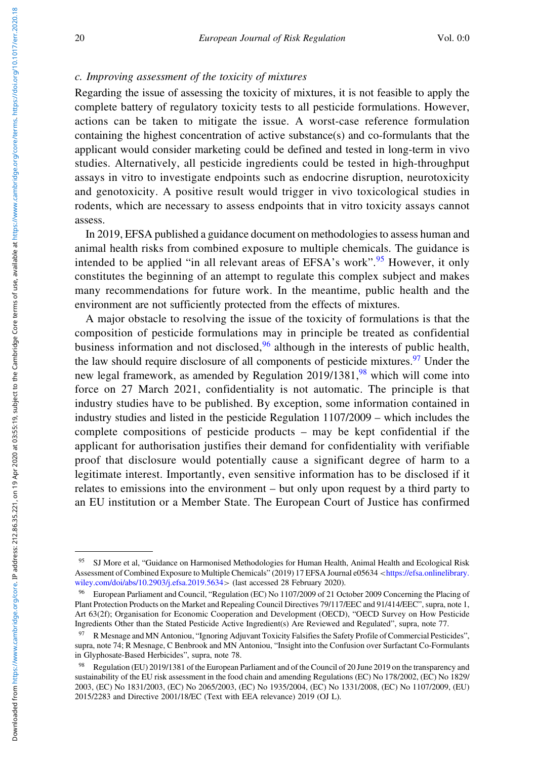### c. Improving assessment of the toxicity of mixtures

Regarding the issue of assessing the toxicity of mixtures, it is not feasible to apply the complete battery of regulatory toxicity tests to all pesticide formulations. However, actions can be taken to mitigate the issue. A worst-case reference formulation containing the highest concentration of active substance(s) and co-formulants that the applicant would consider marketing could be defined and tested in long-term in vivo studies. Alternatively, all pesticide ingredients could be tested in high-throughput assays in vitro to investigate endpoints such as endocrine disruption, neurotoxicity and genotoxicity. A positive result would trigger in vivo toxicological studies in rodents, which are necessary to assess endpoints that in vitro toxicity assays cannot assess.

In 2019, EFSA published a guidance document on methodologies to assess human and animal health risks from combined exposure to multiple chemicals. The guidance is intended to be applied "in all relevant areas of EFSA's work".[95] However, it only constitutes the beginning of an attempt to regulate this complex subject and makes many recommendations for future work. In the meantime, public health and the environment are not sufficiently protected from the effects of mixtures.

A major obstacle to resolving the issue of the toxicity of formulations is that the composition of pesticide formulations may in principle be treated as confidential business information and not disclosed,[96] although in the interests of public health, the law should require disclosure of all components of pesticide mixtures.[97] Under the new legal framework, as amended by Regulation 2019/1381,[98] which will come into force on 27 March 2021, confidentiality is not automatic. The principle is that industry studies have to be published. By exception, some information contained in industry studies and listed in the pesticide Regulation 1107/2009 – which includes the complete compositions of pesticide products – may be kept confidential if the applicant for authorisation justifies their demand for confidentiality with verifiable proof that disclosure would potentially cause a significant degree of harm to a legitimate interest. Importantly, even sensitive information has to be disclosed if it relates to emissions into the environment – but only upon request by a third party to an EU institution or a Member State. The European Court of Justice has confirmed

---

[95] SJ More et al, "Guidance on Harmonised Methodologies for Human Health, Animal Health and Ecological Risk Assessment of Combined Exposure to Multiple Chemicals" (2019) 17 EFSA Journal e05634 <https://efsa.onlinelibrary.wiley.com/doi/abs/10.2903/j.efsa.2019.5634> (last accessed 28 February 2020).

[96] European Parliament and Council, "Regulation (EC) No 1107/2009 of 21 October 2009 Concerning the Placing of Plant Protection Products on the Market and Repealing Council Directives 79/117/EEC and 91/414/EEC", supra, note 1, Art 63(2f); Organisation for Economic Cooperation and Development (OECD), "OECD Survey on How Pesticide Ingredients Other than the Stated Pesticide Active Ingredient(s) Are Reviewed and Regulated", supra, note 77.

[97] R Mesnage and MN Antoniou, "Ignoring Adjuvant Toxicity Falsifies the Safety Profile of Commercial Pesticides", supra, note 74; R Mesnage, C Benbrook and MN Antoniou, "Insight into the Confusion over Surfactant Co-Formulants in Glyphosate-Based Herbicides", supra, note 78.

[98] Regulation (EU) 2019/1381 of the European Parliament and of the Council of 20 June 2019 on the transparency and sustainability of the EU risk assessment in the food chain and amending Regulations (EC) No 178/2002, (EC) No 1829/2003, (EC) No 1831/2003, (EC) No 2065/2003, (EC) No 1935/2004, (EC) No 1331/2008, (EC) No 1107/2009, (EU) 2015/2283 and Directive 2001/18/EC (Text with EEA relevance) 2019 (OJ L).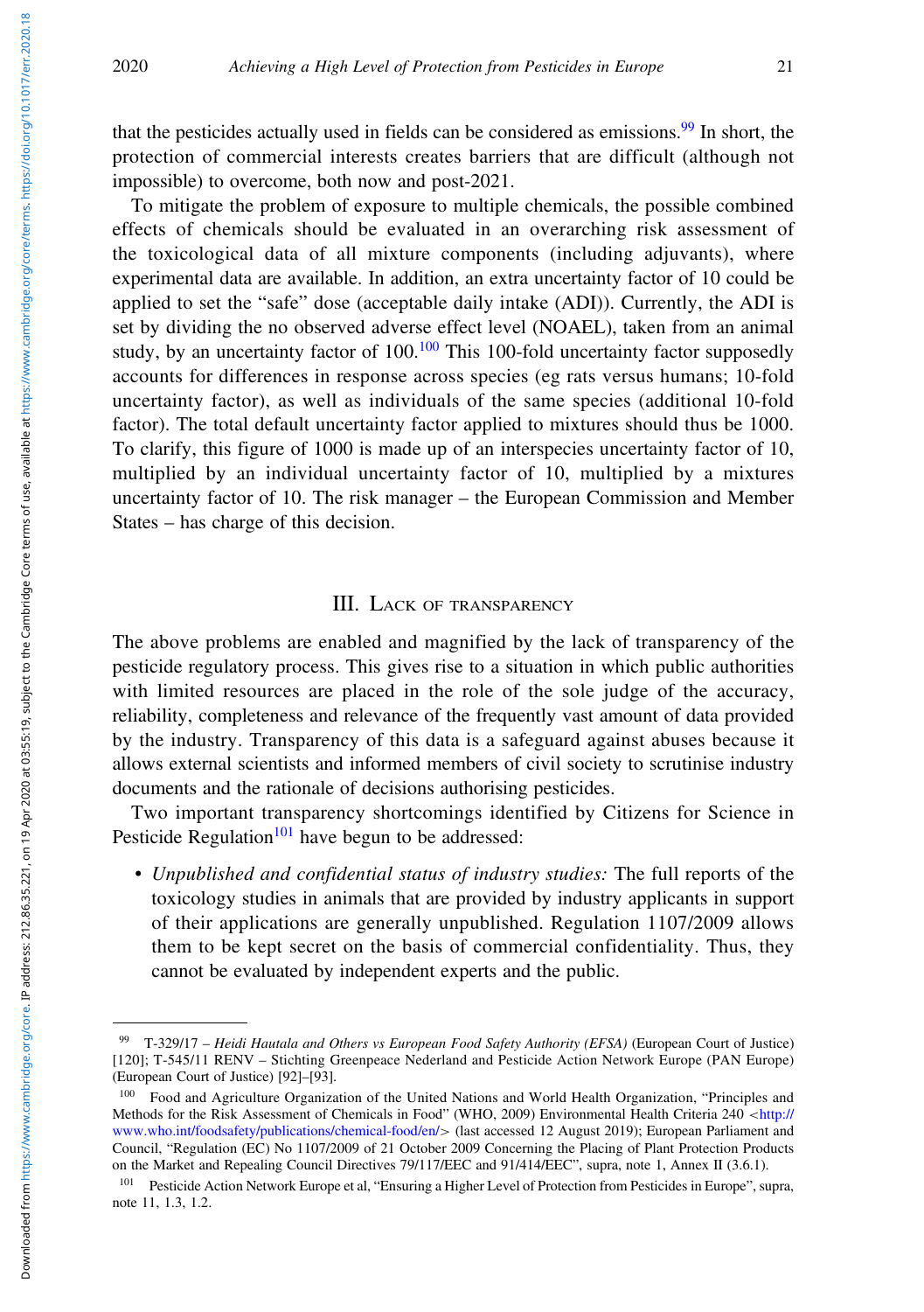that the pesticides actually used in fields can be considered as emissions.[99] In short, the protection of commercial interests creates barriers that are difficult (although not impossible) to overcome, both now and post-2021.

To mitigate the problem of exposure to multiple chemicals, the possible combined effects of chemicals should be evaluated in an overarching risk assessment of the toxicological data of all mixture components (including adjuvants), where experimental data are available. In addition, an extra uncertainty factor of 10 could be applied to set the "safe" dose (acceptable daily intake (ADI)). Currently, the ADI is set by dividing the no observed adverse effect level (NOAEL), taken from an animal study, by an uncertainty factor of 100.[100] This 100-fold uncertainty factor supposedly accounts for differences in response across species (eg rats versus humans; 10-fold uncertainty factor), as well as individuals of the same species (additional 10-fold factor). The total default uncertainty factor applied to mixtures should thus be 1000. To clarify, this figure of 1000 is made up of an interspecies uncertainty factor of 10, multiplied by an individual uncertainty factor of 10, multiplied by a mixtures uncertainty factor of 10. The risk manager – the European Commission and Member States – has charge of this decision.

## III. Lack of transparency

The above problems are enabled and magnified by the lack of transparency of the pesticide regulatory process. This gives rise to a situation in which public authorities with limited resources are placed in the role of the sole judge of the accuracy, reliability, completeness and relevance of the frequently vast amount of data provided by the industry. Transparency of this data is a safeguard against abuses because it allows external scientists and informed members of civil society to scrutinise industry documents and the rationale of decisions authorising pesticides.

Two important transparency shortcomings identified by Citizens for Science in Pesticide Regulation[101] have begun to be addressed:

- *Unpublished and confidential status of industry studies:* The full reports of the toxicology studies in animals that are provided by industry applicants in support of their applications are generally unpublished. Regulation 1107/2009 allows them to be kept secret on the basis of commercial confidentiality. Thus, they cannot be evaluated by independent experts and the public.

---

[99] T-329/17 – *Heidi Hautala and Others vs European Food Safety Authority (EFSA)* (European Court of Justice) [120]; T-545/11 RENV – Stichting Greenpeace Nederland and Pesticide Action Network Europe (PAN Europe) (European Court of Justice) [92]–[93].

[100] Food and Agriculture Organization of the United Nations and World Health Organization, "Principles and Methods for the Risk Assessment of Chemicals in Food" (WHO, 2009) Environmental Health Criteria 240 <http://www.who.int/foodsafety/publications/chemical-food/en/> (last accessed 12 August 2019); European Parliament and Council, "Regulation (EC) No 1107/2009 of 21 October 2009 Concerning the Placing of Plant Protection Products on the Market and Repealing Council Directives 79/117/EEC and 91/414/EEC", supra, note 1, Annex II (3.6.1).

[101] Pesticide Action Network Europe et al, "Ensuring a Higher Level of Protection from Pesticides in Europe", supra, note 11, 1.3, 1.2.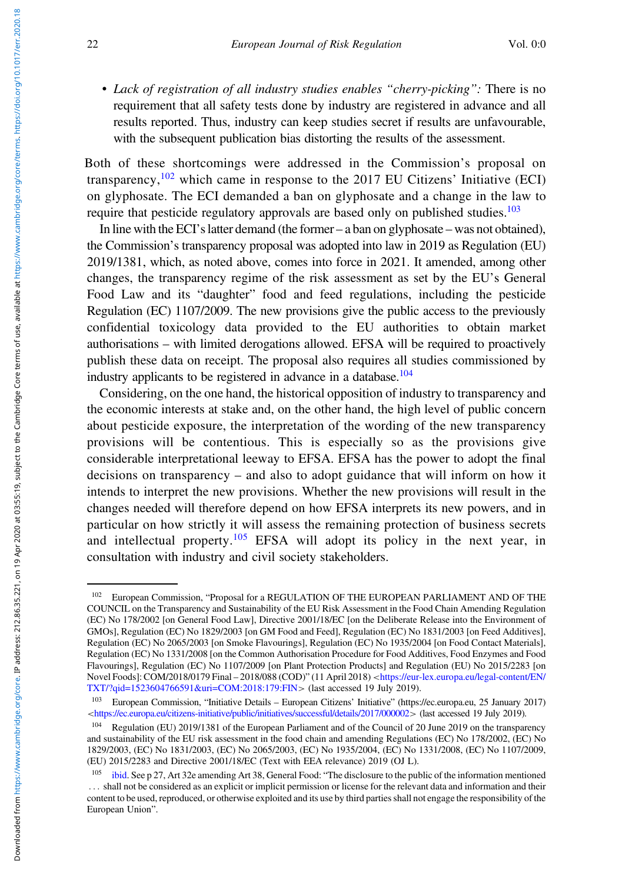- *Lack of registration of all industry studies enables "cherry-picking":* There is no requirement that all safety tests done by industry are registered in advance and all results reported. Thus, industry can keep studies secret if results are unfavourable, with the subsequent publication bias distorting the results of the assessment.

Both of these shortcomings were addressed in the Commission's proposal on transparency,[102] which came in response to the 2017 EU Citizens' Initiative (ECI) on glyphosate. The ECI demanded a ban on glyphosate and a change in the law to require that pesticide regulatory approvals are based only on published studies.[103]

In line with the ECI's latter demand (the former – a ban on glyphosate – was not obtained), the Commission's transparency proposal was adopted into law in 2019 as Regulation (EU) 2019/1381, which, as noted above, comes into force in 2021. It amended, among other changes, the transparency regime of the risk assessment as set by the EU's General Food Law and its "daughter" food and feed regulations, including the pesticide Regulation (EC) 1107/2009. The new provisions give the public access to the previously confidential toxicology data provided to the EU authorities to obtain market authorisations – with limited derogations allowed. EFSA will be required to proactively publish these data on receipt. The proposal also requires all studies commissioned by industry applicants to be registered in advance in a database.[104]

Considering, on the one hand, the historical opposition of industry to transparency and the economic interests at stake and, on the other hand, the high level of public concern about pesticide exposure, the interpretation of the wording of the new transparency provisions will be contentious. This is especially so as the provisions give considerable interpretational leeway to EFSA. EFSA has the power to adopt the final decisions on transparency – and also to adopt guidance that will inform on how it intends to interpret the new provisions. Whether the new provisions will result in the changes needed will therefore depend on how EFSA interprets its new powers, and in particular on how strictly it will assess the remaining protection of business secrets and intellectual property.[105] EFSA will adopt its policy in the next year, in consultation with industry and civil society stakeholders.

---

[102] European Commission, "Proposal for a REGULATION OF THE EUROPEAN PARLIAMENT AND OF THE COUNCIL on the Transparency and Sustainability of the EU Risk Assessment in the Food Chain Amending Regulation (EC) No 178/2002 [on General Food Law], Directive 2001/18/EC [on the Deliberate Release into the Environment of GMOs], Regulation (EC) No 1829/2003 [on GM Food and Feed], Regulation (EC) No 1831/2003 [on Feed Additives], Regulation (EC) No 2065/2003 [on Smoke Flavourings], Regulation (EC) No 1935/2004 [on Food Contact Materials], Regulation (EC) No 1331/2008 [on the Common Authorisation Procedure for Food Additives, Food Enzymes and Food Flavourings], Regulation (EC) No 1107/2009 [on Plant Protection Products] and Regulation (EU) No 2015/2283 [on Novel Foods]: COM/2018/0179 Final – 2018/088 (COD)" (11 April 2018) <https://eur-lex.europa.eu/legal-content/EN/TXT/?qid=1523604766591&uri=COM:2018:179:FIN> (last accessed 19 July 2019).

[103] European Commission, "Initiative Details – European Citizens' Initiative" (https://ec.europa.eu, 25 January 2017) <https://ec.europa.eu/citizens-initiative/public/initiatives/successful/details/2017/000002> (last accessed 19 July 2019).

[104] Regulation (EU) 2019/1381 of the European Parliament and of the Council of 20 June 2019 on the transparency and sustainability of the EU risk assessment in the food chain and amending Regulations (EC) No 178/2002, (EC) No 1829/2003, (EC) No 1831/2003, (EC) No 2065/2003, (EC) No 1935/2004, (EC) No 1331/2008, (EC) No 1107/2009, (EU) 2015/2283 and Directive 2001/18/EC (Text with EEA relevance) 2019 (OJ L).

[105] ibid. See p 27, Art 32e amending Art 38, General Food: "The disclosure to the public of the information mentioned … shall not be considered as an explicit or implicit permission or license for the relevant data and information and their content to be used, reproduced, or otherwise exploited and its use by third parties shall not engage the responsibility of the European Union".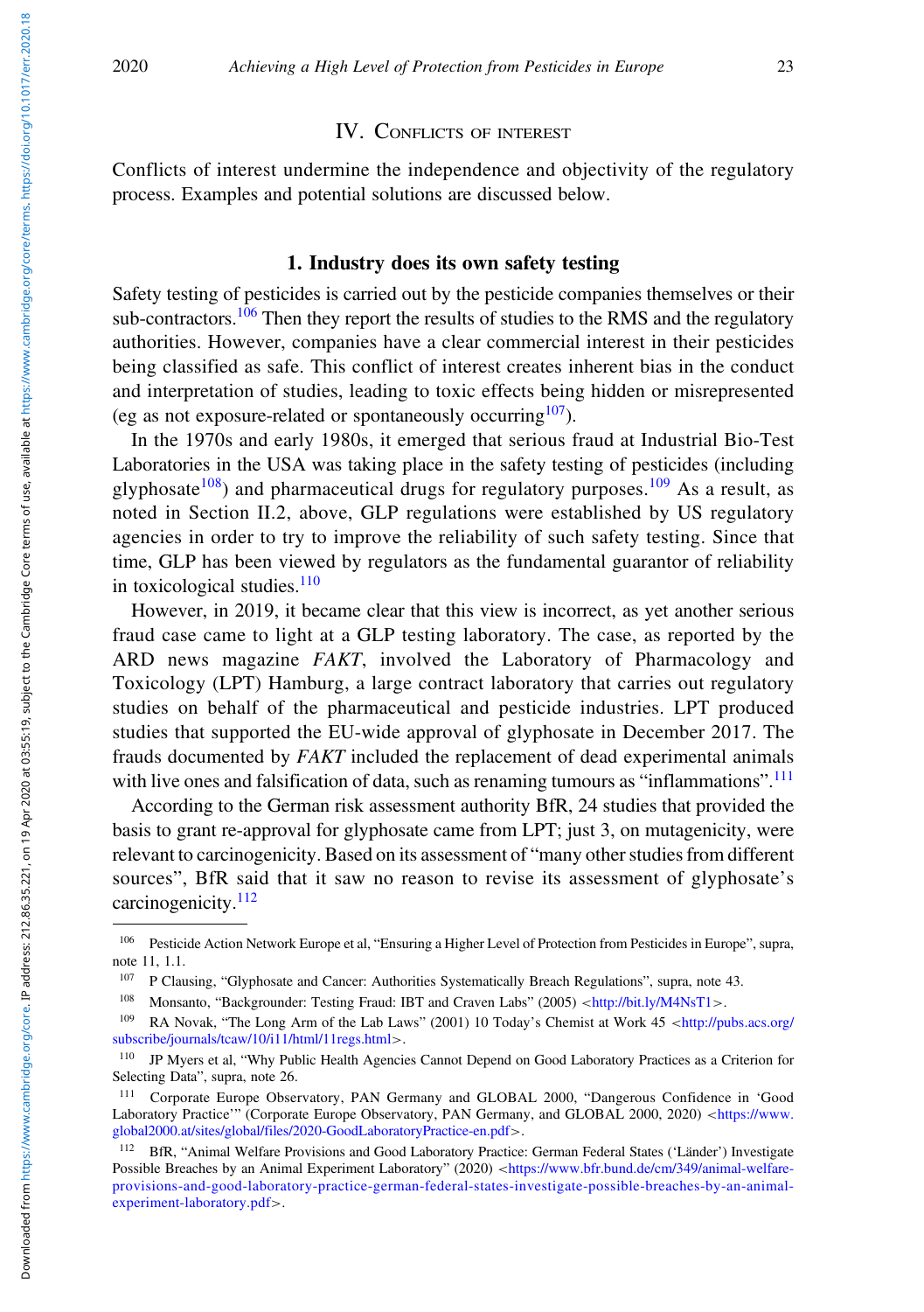## IV. Conflicts of interest

Conflicts of interest undermine the independence and objectivity of the regulatory process. Examples and potential solutions are discussed below.

### 1. Industry does its own safety testing

Safety testing of pesticides is carried out by the pesticide companies themselves or their sub-contractors.[106] Then they report the results of studies to the RMS and the regulatory authorities. However, companies have a clear commercial interest in their pesticides being classified as safe. This conflict of interest creates inherent bias in the conduct and interpretation of studies, leading to toxic effects being hidden or misrepresented (eg as not exposure-related or spontaneously occurring[107]).

In the 1970s and early 1980s, it emerged that serious fraud at Industrial Bio-Test Laboratories in the USA was taking place in the safety testing of pesticides (including glyphosate[108]) and pharmaceutical drugs for regulatory purposes.[109] As a result, as noted in Section II.2, above, GLP regulations were established by US regulatory agencies in order to try to improve the reliability of such safety testing. Since that time, GLP has been viewed by regulators as the fundamental guarantor of reliability in toxicological studies.[110]

However, in 2019, it became clear that this view is incorrect, as yet another serious fraud case came to light at a GLP testing laboratory. The case, as reported by the ARD news magazine *FAKT*, involved the Laboratory of Pharmacology and Toxicology (LPT) Hamburg, a large contract laboratory that carries out regulatory studies on behalf of the pharmaceutical and pesticide industries. LPT produced studies that supported the EU-wide approval of glyphosate in December 2017. The frauds documented by *FAKT* included the replacement of dead experimental animals with live ones and falsification of data, such as renaming tumours as "inflammations".[111]

According to the German risk assessment authority BfR, 24 studies that provided the basis to grant re-approval for glyphosate came from LPT; just 3, on mutagenicity, were relevant to carcinogenicity. Based on its assessment of "many other studies from different sources", BfR said that it saw no reason to revise its assessment of glyphosate's carcinogenicity.[112]

---

[106] Pesticide Action Network Europe et al, "Ensuring a Higher Level of Protection from Pesticides in Europe", supra, note 11, 1.1.

[107] P Clausing, "Glyphosate and Cancer: Authorities Systematically Breach Regulations", supra, note 43.

[108] Monsanto, "Backgrounder: Testing Fraud: IBT and Craven Labs" (2005) <http://bit.ly/M4NsT1>.

[109] RA Novak, "The Long Arm of the Lab Laws" (2001) 10 Today's Chemist at Work 45 <http://pubs.acs.org/subscribe/journals/tcaw/10/i11/html/11regs.html>.

[110] JP Myers et al, "Why Public Health Agencies Cannot Depend on Good Laboratory Practices as a Criterion for Selecting Data", supra, note 26.

[111] Corporate Europe Observatory, PAN Germany and GLOBAL 2000, "Dangerous Confidence in 'Good Laboratory Practice'" (Corporate Europe Observatory, PAN Germany, and GLOBAL 2000, 2020) <https://www.global2000.at/sites/global/files/2020-GoodLaboratoryPractice-en.pdf>.

[112] BfR, "Animal Welfare Provisions and Good Laboratory Practice: German Federal States ('Länder') Investigate Possible Breaches by an Animal Experiment Laboratory" (2020) <https://www.bfr.bund.de/cm/349/animal-welfare-provisions-and-good-laboratory-practice-german-federal-states-investigate-possible-breaches-by-an-animal-experiment-laboratory.pdf>.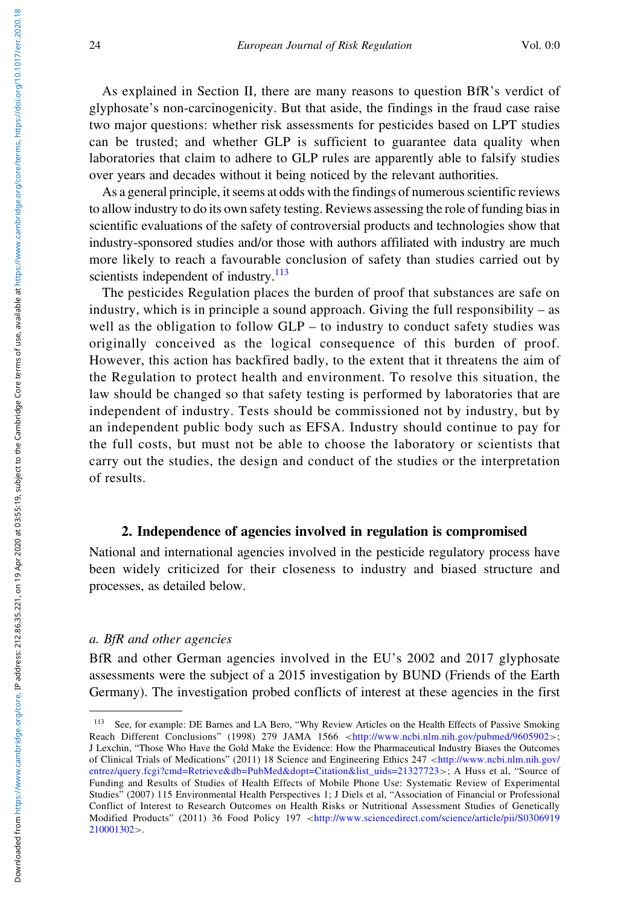As explained in Section II, there are many reasons to question BfR's verdict of glyphosate's non-carcinogenicity. But that aside, the findings in the fraud case raise two major questions: whether risk assessments for pesticides based on LPT studies can be trusted; and whether GLP is sufficient to guarantee data quality when laboratories that claim to adhere to GLP rules are apparently able to falsify studies over years and decades without it being noticed by the relevant authorities.

As a general principle, it seems at odds with the findings of numerous scientific reviews to allow industry to do its own safety testing. Reviews assessing the role of funding bias in scientific evaluations of the safety of controversial products and technologies show that industry-sponsored studies and/or those with authors affiliated with industry are much more likely to reach a favourable conclusion of safety than studies carried out by scientists independent of industry.[113]

The pesticides Regulation places the burden of proof that substances are safe on industry, which is in principle a sound approach. Giving the full responsibility – as well as the obligation to follow GLP – to industry to conduct safety studies was originally conceived as the logical consequence of this burden of proof. However, this action has backfired badly, to the extent that it threatens the aim of the Regulation to protect health and environment. To resolve this situation, the law should be changed so that safety testing is performed by laboratories that are independent of industry. Tests should be commissioned not by industry, but by an independent public body such as EFSA. Industry should continue to pay for the full costs, but must not be able to choose the laboratory or scientists that carry out the studies, the design and conduct of the studies or the interpretation of results.

### 2. Independence of agencies involved in regulation is compromised

National and international agencies involved in the pesticide regulatory process have been widely criticized for their closeness to industry and biased structure and processes, as detailed below.

#### *a. BfR and other agencies*

BfR and other German agencies involved in the EU's 2002 and 2017 glyphosate assessments were the subject of a 2015 investigation by BUND (Friends of the Earth Germany). The investigation probed conflicts of interest at these agencies in the first

---

[113] See, for example: DE Barnes and LA Bero, "Why Review Articles on the Health Effects of Passive Smoking Reach Different Conclusions" (1998) 279 JAMA 1566 <http://www.ncbi.nlm.nih.gov/pubmed/9605902>; J Lexchin, "Those Who Have the Gold Make the Evidence: How the Pharmaceutical Industry Biases the Outcomes of Clinical Trials of Medications" (2011) 18 Science and Engineering Ethics 247 <http://www.ncbi.nlm.nih.gov/entrez/query.fcgi?cmd=Retrieve&db=PubMed&dopt=Citation&list_uids=21327723>; A Huss et al, "Source of Funding and Results of Studies of Health Effects of Mobile Phone Use: Systematic Review of Experimental Studies" (2007) 115 Environmental Health Perspectives 1; J Diels et al, "Association of Financial or Professional Conflict of Interest to Research Outcomes on Health Risks or Nutritional Assessment Studies of Genetically Modified Products" (2011) 36 Food Policy 197 <http://www.sciencedirect.com/science/article/pii/S0306919210001302>.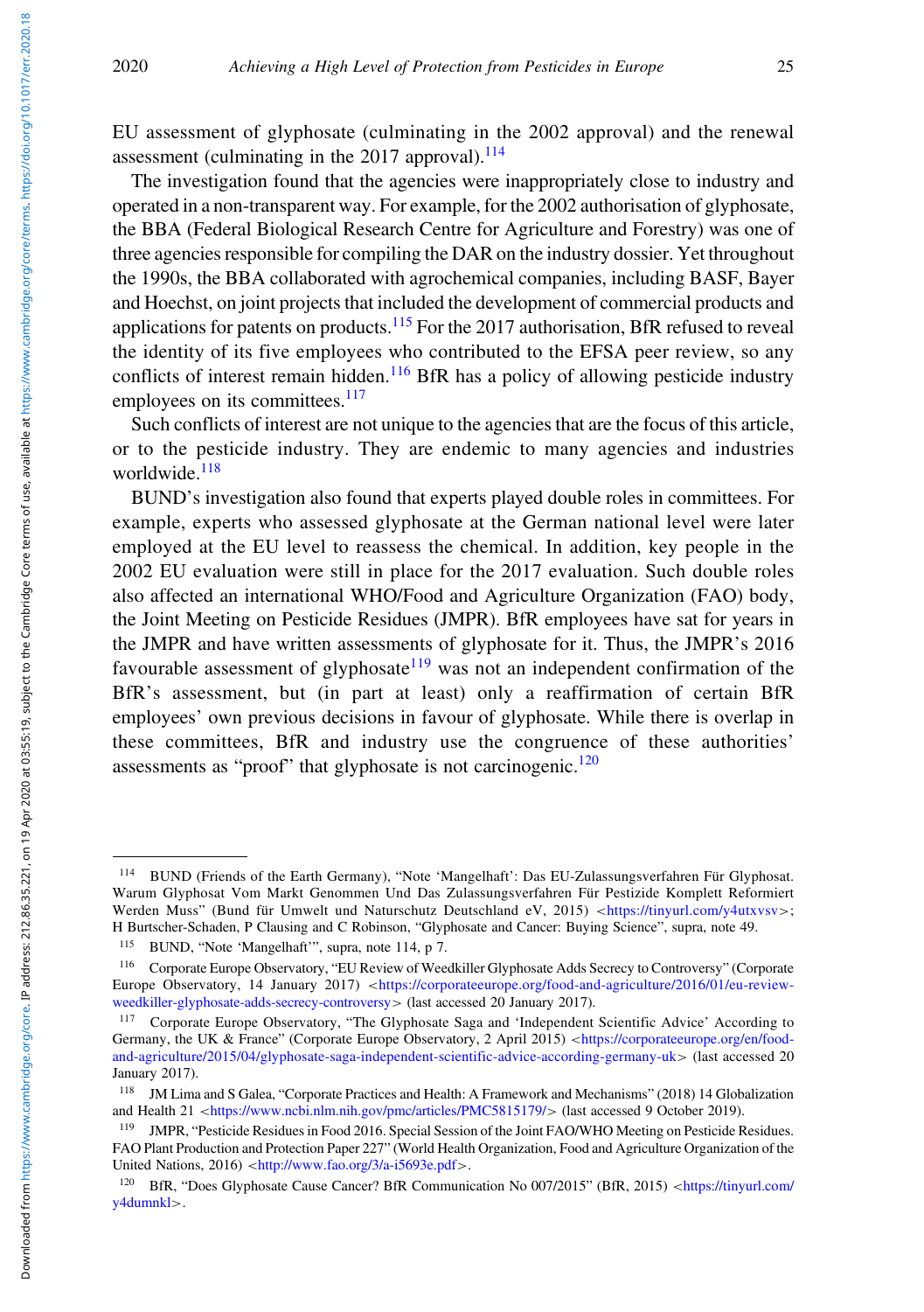EU assessment of glyphosate (culminating in the 2002 approval) and the renewal assessment (culminating in the 2017 approval).[114]

The investigation found that the agencies were inappropriately close to industry and operated in a non-transparent way. For example, for the 2002 authorisation of glyphosate, the BBA (Federal Biological Research Centre for Agriculture and Forestry) was one of three agencies responsible for compiling the DAR on the industry dossier. Yet throughout the 1990s, the BBA collaborated with agrochemical companies, including BASF, Bayer and Hoechst, on joint projects that included the development of commercial products and applications for patents on products.[115] For the 2017 authorisation, BfR refused to reveal the identity of its five employees who contributed to the EFSA peer review, so any conflicts of interest remain hidden.[116] BfR has a policy of allowing pesticide industry employees on its committees.[117]

Such conflicts of interest are not unique to the agencies that are the focus of this article, or to the pesticide industry. They are endemic to many agencies and industries worldwide.[118]

BUND's investigation also found that experts played double roles in committees. For example, experts who assessed glyphosate at the German national level were later employed at the EU level to reassess the chemical. In addition, key people in the 2002 EU evaluation were still in place for the 2017 evaluation. Such double roles also affected an international WHO/Food and Agriculture Organization (FAO) body, the Joint Meeting on Pesticide Residues (JMPR). BfR employees have sat for years in the JMPR and have written assessments of glyphosate for it. Thus, the JMPR's 2016 favourable assessment of glyphosate[119] was not an independent confirmation of the BfR's assessment, but (in part at least) only a reaffirmation of certain BfR employees' own previous decisions in favour of glyphosate. While there is overlap in these committees, BfR and industry use the congruence of these authorities' assessments as "proof" that glyphosate is not carcinogenic.[120]

---

[114] BUND (Friends of the Earth Germany), "Note 'Mangelhaft': Das EU-Zulassungsverfahren Für Glyphosat. Warum Glyphosat Vom Markt Genommen Und Das Zulassungsverfahren Für Pestizide Komplett Reformiert Werden Muss" (Bund für Umwelt und Naturschutz Deutschland eV, 2015) <https://tinyurl.com/y4utxvsv>; H Burtscher-Schaden, P Clausing and C Robinson, "Glyphosate and Cancer: Buying Science", supra, note 49.

[115] BUND, "Note 'Mangelhaft'", supra, note 114, p 7.

[116] Corporate Europe Observatory, "EU Review of Weedkiller Glyphosate Adds Secrecy to Controversy" (Corporate Europe Observatory, 14 January 2017) <https://corporateeurope.org/food-and-agriculture/2016/01/eu-review-weedkiller-glyphosate-adds-secrecy-controversy> (last accessed 20 January 2017).

[117] Corporate Europe Observatory, "The Glyphosate Saga and 'Independent Scientific Advice' According to Germany, the UK & France" (Corporate Europe Observatory, 2 April 2015) <https://corporateeurope.org/en/food-and-agriculture/2015/04/glyphosate-saga-independent-scientific-advice-according-germany-uk> (last accessed 20 January 2017).

[118] JM Lima and S Galea, "Corporate Practices and Health: A Framework and Mechanisms" (2018) 14 Globalization and Health 21 <https://www.ncbi.nlm.nih.gov/pmc/articles/PMC5815179/> (last accessed 9 October 2019).

[119] JMPR, "Pesticide Residues in Food 2016. Special Session of the Joint FAO/WHO Meeting on Pesticide Residues. FAO Plant Production and Protection Paper 227" (World Health Organization, Food and Agriculture Organization of the United Nations, 2016) <http://www.fao.org/3/a-i5693e.pdf>.

[120] BfR, "Does Glyphosate Cause Cancer? BfR Communication No 007/2015" (BfR, 2015) <https://tinyurl.com/y4dumnkl>.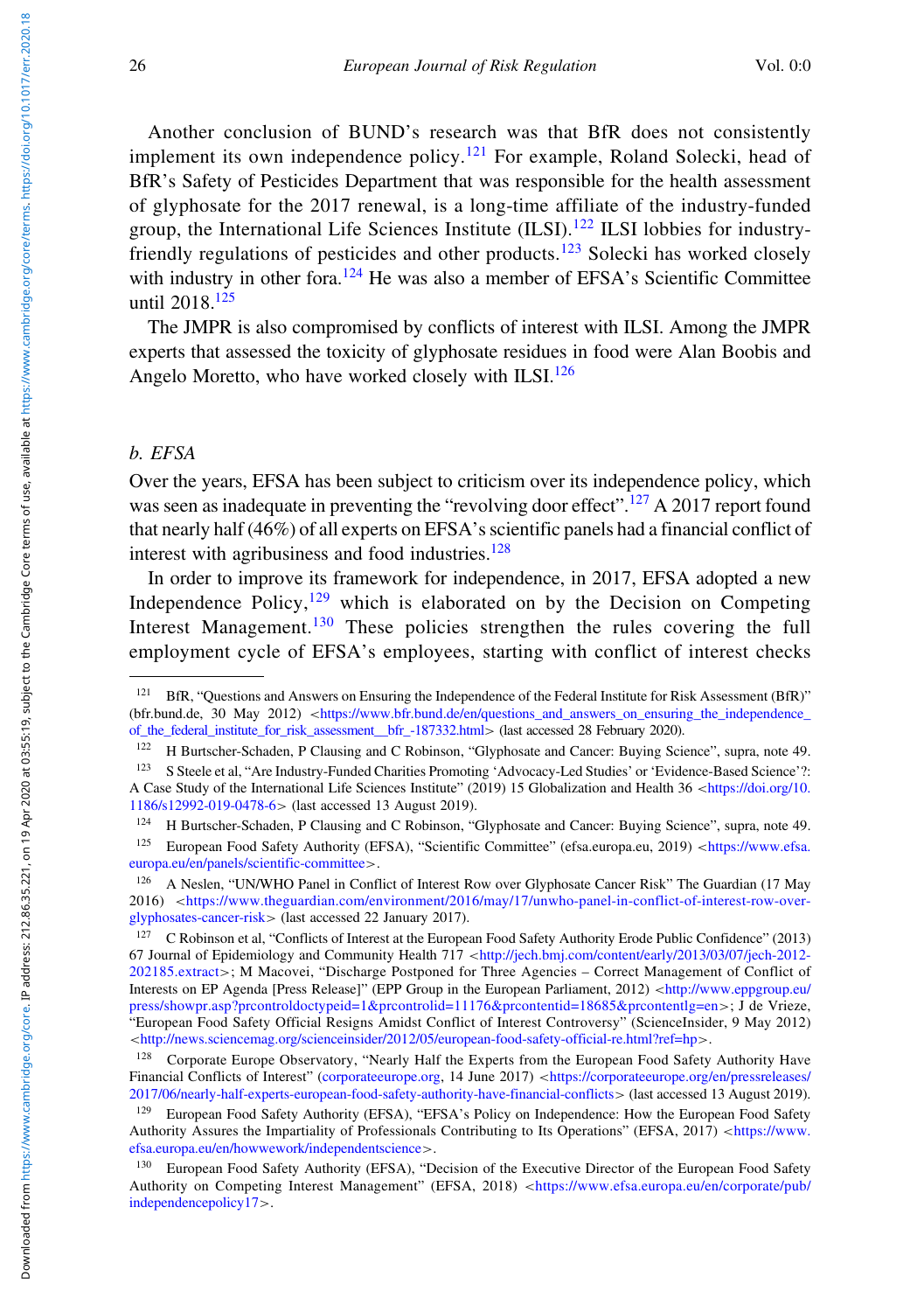Another conclusion of BUND's research was that BfR does not consistently implement its own independence policy.[121] For example, Roland Solecki, head of BfR's Safety of Pesticides Department that was responsible for the health assessment of glyphosate for the 2017 renewal, is a long-time affiliate of the industry-funded group, the International Life Sciences Institute (ILSI).[122] ILSI lobbies for industry-friendly regulations of pesticides and other products.[123] Solecki has worked closely with industry in other fora.[124] He was also a member of EFSA's Scientific Committee until 2018.[125]

The JMPR is also compromised by conflicts of interest with ILSI. Among the JMPR experts that assessed the toxicity of glyphosate residues in food were Alan Boobis and Angelo Moretto, who have worked closely with ILSI.[126]

### *b. EFSA*

Over the years, EFSA has been subject to criticism over its independence policy, which was seen as inadequate in preventing the "revolving door effect".[127] A 2017 report found that nearly half (46%) of all experts on EFSA's scientific panels had a financial conflict of interest with agribusiness and food industries.[128]

In order to improve its framework for independence, in 2017, EFSA adopted a new Independence Policy,[129] which is elaborated on by the Decision on Competing Interest Management.[130] These policies strengthen the rules covering the full employment cycle of EFSA's employees, starting with conflict of interest checks

---

[121] BfR, "Questions and Answers on Ensuring the Independence of the Federal Institute for Risk Assessment (BfR)" (bfr.bund.de, 30 May 2012) <https://www.bfr.bund.de/en/questions_and_answers_on_ensuring_the_independence_of_the_federal_institute_for_risk_assessment__bfr_-187332.html> (last accessed 28 February 2020).

[122] H Burtscher-Schaden, P Clausing and C Robinson, "Glyphosate and Cancer: Buying Science", supra, note 49.

[123] S Steele et al, "Are Industry-Funded Charities Promoting 'Advocacy-Led Studies' or 'Evidence-Based Science'?: A Case Study of the International Life Sciences Institute" (2019) 15 Globalization and Health 36 <https://doi.org/10.1186/s12992-019-0478-6> (last accessed 13 August 2019).

[124] H Burtscher-Schaden, P Clausing and C Robinson, "Glyphosate and Cancer: Buying Science", supra, note 49.

[125] European Food Safety Authority (EFSA), "Scientific Committee" (efsa.europa.eu, 2019) <https://www.efsa.europa.eu/en/panels/scientific-committee>.

[126] A Neslen, "UN/WHO Panel in Conflict of Interest Row over Glyphosate Cancer Risk" The Guardian (17 May 2016) <https://www.theguardian.com/environment/2016/may/17/unwho-panel-in-conflict-of-interest-row-over-glyphosates-cancer-risk> (last accessed 22 January 2017).

[127] C Robinson et al, "Conflicts of Interest at the European Food Safety Authority Erode Public Confidence" (2013) 67 Journal of Epidemiology and Community Health 717 <http://jech.bmj.com/content/early/2013/03/07/jech-2012-202185.extract>; M Macovei, "Discharge Postponed for Three Agencies – Correct Management of Conflict of Interests on EP Agenda [Press Release]" (EPP Group in the European Parliament, 2012) <http://www.eppgroup.eu/press/showpr.asp?prcontroldoctypeid=1&prcontrolid=11176&prcontentid=18685&prcontentlg=en>; J de Vrieze, "European Food Safety Official Resigns Amidst Conflict of Interest Controversy" (ScienceInsider, 9 May 2012) <http://news.sciencemag.org/scienceinsider/2012/05/european-food-safety-official-re.html?ref=hp>.

[128] Corporate Europe Observatory, "Nearly Half the Experts from the European Food Safety Authority Have Financial Conflicts of Interest" (corporateeurope.org, 14 June 2017) <https://corporateeurope.org/en/pressreleases/2017/06/nearly-half-experts-european-food-safety-authority-have-financial-conflicts> (last accessed 13 August 2019).

[129] European Food Safety Authority (EFSA), "EFSA's Policy on Independence: How the European Food Safety Authority Assures the Impartiality of Professionals Contributing to Its Operations" (EFSA, 2017) <https://www.efsa.europa.eu/en/howwework/independentscience>.

[130] European Food Safety Authority (EFSA), "Decision of the Executive Director of the European Food Safety Authority on Competing Interest Management" (EFSA, 2018) <https://www.efsa.europa.eu/en/corporate/pub/independencepolicy17>.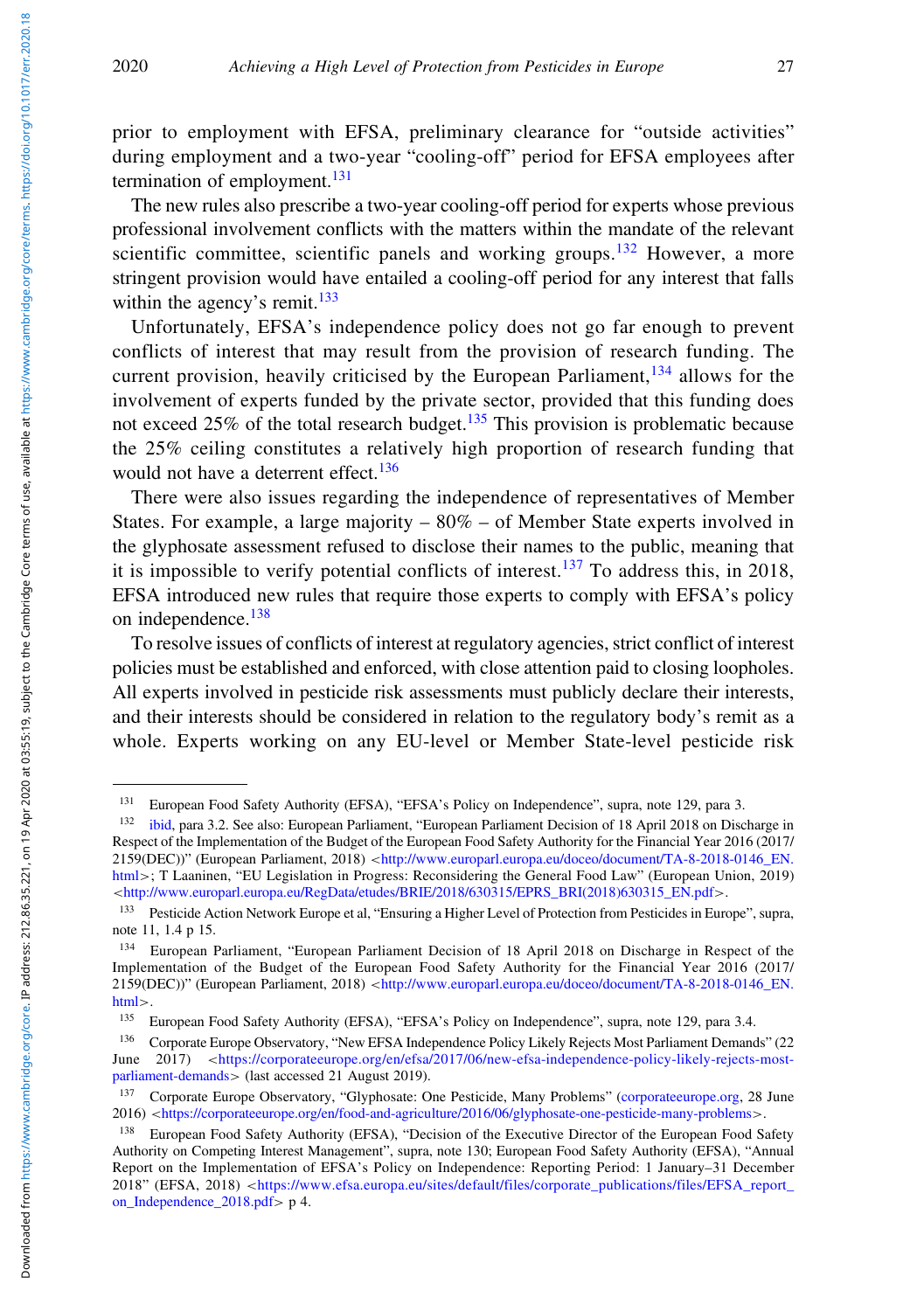prior to employment with EFSA, preliminary clearance for "outside activities" during employment and a two-year "cooling-off" period for EFSA employees after termination of employment.[131]

The new rules also prescribe a two-year cooling-off period for experts whose previous professional involvement conflicts with the matters within the mandate of the relevant scientific committee, scientific panels and working groups.[132] However, a more stringent provision would have entailed a cooling-off period for any interest that falls within the agency's remit.[133]

Unfortunately, EFSA's independence policy does not go far enough to prevent conflicts of interest that may result from the provision of research funding. The current provision, heavily criticised by the European Parliament,[134] allows for the involvement of experts funded by the private sector, provided that this funding does not exceed 25% of the total research budget.[135] This provision is problematic because the 25% ceiling constitutes a relatively high proportion of research funding that would not have a deterrent effect.[136]

There were also issues regarding the independence of representatives of Member States. For example, a large majority – 80% – of Member State experts involved in the glyphosate assessment refused to disclose their names to the public, meaning that it is impossible to verify potential conflicts of interest.[137] To address this, in 2018, EFSA introduced new rules that require those experts to comply with EFSA's policy on independence.[138]

To resolve issues of conflicts of interest at regulatory agencies, strict conflict of interest policies must be established and enforced, with close attention paid to closing loopholes. All experts involved in pesticide risk assessments must publicly declare their interests, and their interests should be considered in relation to the regulatory body's remit as a whole. Experts working on any EU-level or Member State-level pesticide risk

---

[131] European Food Safety Authority (EFSA), "EFSA's Policy on Independence", supra, note 129, para 3.

[132] ibid, para 3.2. See also: European Parliament, "European Parliament Decision of 18 April 2018 on Discharge in Respect of the Implementation of the Budget of the European Food Safety Authority for the Financial Year 2016 (2017/2159(DEC))" (European Parliament, 2018) <http://www.europarl.europa.eu/doceo/document/TA-8-2018-0146_EN.html>; T Laaninen, "EU Legislation in Progress: Reconsidering the General Food Law" (European Union, 2019) <http://www.europarl.europa.eu/RegData/etudes/BRIE/2018/630315/EPRS_BRI(2018)630315_EN.pdf>.

[133] Pesticide Action Network Europe et al, "Ensuring a Higher Level of Protection from Pesticides in Europe", supra, note 11, 1.4 p 15.

[134] European Parliament, "European Parliament Decision of 18 April 2018 on Discharge in Respect of the Implementation of the Budget of the European Food Safety Authority for the Financial Year 2016 (2017/2159(DEC))" (European Parliament, 2018) <http://www.europarl.europa.eu/doceo/document/TA-8-2018-0146_EN.html>.

[135] European Food Safety Authority (EFSA), "EFSA's Policy on Independence", supra, note 129, para 3.4.

[136] Corporate Europe Observatory, "New EFSA Independence Policy Likely Rejects Most Parliament Demands" (22 June 2017) <https://corporateeurope.org/en/efsa/2017/06/new-efsa-independence-policy-likely-rejects-most-parliament-demands> (last accessed 21 August 2019).

[137] Corporate Europe Observatory, "Glyphosate: One Pesticide, Many Problems" (corporateeurope.org, 28 June 2016) <https://corporateeurope.org/en/food-and-agriculture/2016/06/glyphosate-one-pesticide-many-problems>.

[138] European Food Safety Authority (EFSA), "Decision of the Executive Director of the European Food Safety Authority on Competing Interest Management", supra, note 130; European Food Safety Authority (EFSA), "Annual Report on the Implementation of EFSA's Policy on Independence: Reporting Period: 1 January–31 December 2018" (EFSA, 2018) <https://www.efsa.europa.eu/sites/default/files/corporate_publications/files/EFSA_report_on_Independence_2018.pdf> p 4.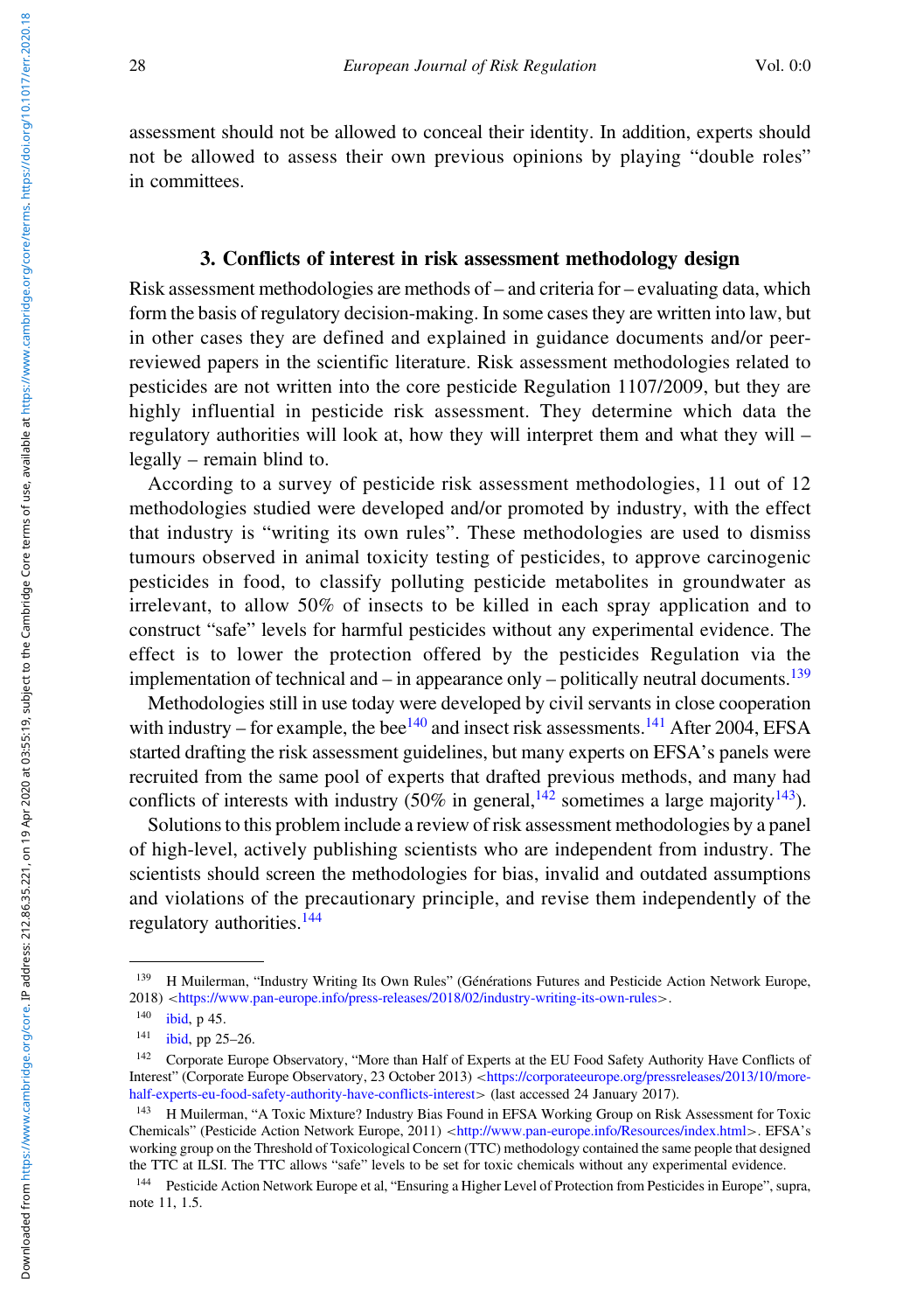assessment should not be allowed to conceal their identity. In addition, experts should not be allowed to assess their own previous opinions by playing "double roles" in committees.

## 3. Conflicts of interest in risk assessment methodology design

Risk assessment methodologies are methods of – and criteria for – evaluating data, which form the basis of regulatory decision-making. In some cases they are written into law, but in other cases they are defined and explained in guidance documents and/or peer-reviewed papers in the scientific literature. Risk assessment methodologies related to pesticides are not written into the core pesticide Regulation 1107/2009, but they are highly influential in pesticide risk assessment. They determine which data the regulatory authorities will look at, how they will interpret them and what they will – legally – remain blind to.

According to a survey of pesticide risk assessment methodologies, 11 out of 12 methodologies studied were developed and/or promoted by industry, with the effect that industry is "writing its own rules". These methodologies are used to dismiss tumours observed in animal toxicity testing of pesticides, to approve carcinogenic pesticides in food, to classify polluting pesticide metabolites in groundwater as irrelevant, to allow 50% of insects to be killed in each spray application and to construct "safe" levels for harmful pesticides without any experimental evidence. The effect is to lower the protection offered by the pesticides Regulation via the implementation of technical and – in appearance only – politically neutral documents.[139]

Methodologies still in use today were developed by civil servants in close cooperation with industry – for example, the bee[140] and insect risk assessments.[141] After 2004, EFSA started drafting the risk assessment guidelines, but many experts on EFSA's panels were recruited from the same pool of experts that drafted previous methods, and many had conflicts of interests with industry (50% in general,[142] sometimes a large majority[143]).

Solutions to this problem include a review of risk assessment methodologies by a panel of high-level, actively publishing scientists who are independent from industry. The scientists should screen the methodologies for bias, invalid and outdated assumptions and violations of the precautionary principle, and revise them independently of the regulatory authorities.[144]

---

[139] H Muilerman, "Industry Writing Its Own Rules" (Générations Futures and Pesticide Action Network Europe, 2018) <https://www.pan-europe.info/press-releases/2018/02/industry-writing-its-own-rules>.

[140] ibid, p 45.

[141] ibid, pp 25–26.

[142] Corporate Europe Observatory, "More than Half of Experts at the EU Food Safety Authority Have Conflicts of Interest" (Corporate Europe Observatory, 23 October 2013) <https://corporateeurope.org/pressreleases/2013/10/more-half-experts-eu-food-safety-authority-have-conflicts-interest> (last accessed 24 January 2017).

[143] H Muilerman, "A Toxic Mixture? Industry Bias Found in EFSA Working Group on Risk Assessment for Toxic Chemicals" (Pesticide Action Network Europe, 2011) <http://www.pan-europe.info/Resources/index.html>. EFSA's working group on the Threshold of Toxicological Concern (TTC) methodology contained the same people that designed the TTC at ILSI. The TTC allows "safe" levels to be set for toxic chemicals without any experimental evidence.

[144] Pesticide Action Network Europe et al, "Ensuring a Higher Level of Protection from Pesticides in Europe", supra, note 11, 1.5.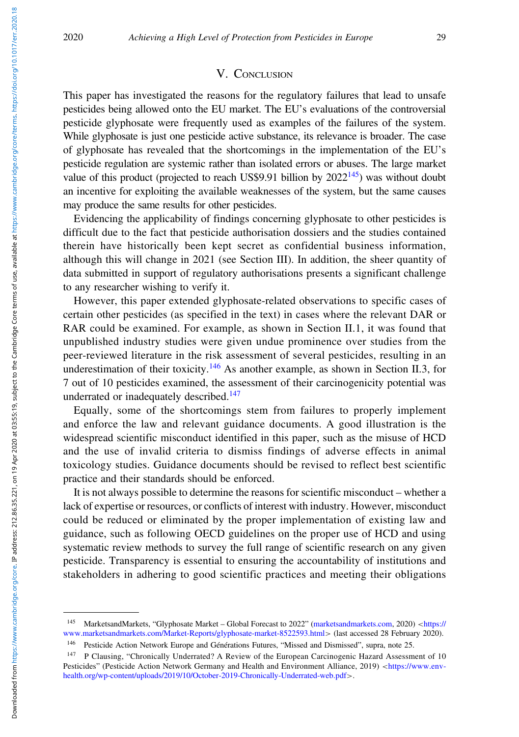## V. Conclusion

This paper has investigated the reasons for the regulatory failures that lead to unsafe pesticides being allowed onto the EU market. The EU's evaluations of the controversial pesticide glyphosate were frequently used as examples of the failures of the system. While glyphosate is just one pesticide active substance, its relevance is broader. The case of glyphosate has revealed that the shortcomings in the implementation of the EU's pesticide regulation are systemic rather than isolated errors or abuses. The large market value of this product (projected to reach US$9.91 billion by 2022[145]) was without doubt an incentive for exploiting the available weaknesses of the system, but the same causes may produce the same results for other pesticides.

Evidencing the applicability of findings concerning glyphosate to other pesticides is difficult due to the fact that pesticide authorisation dossiers and the studies contained therein have historically been kept secret as confidential business information, although this will change in 2021 (see Section III). In addition, the sheer quantity of data submitted in support of regulatory authorisations presents a significant challenge to any researcher wishing to verify it.

However, this paper extended glyphosate-related observations to specific cases of certain other pesticides (as specified in the text) in cases where the relevant DAR or RAR could be examined. For example, as shown in Section II.1, it was found that unpublished industry studies were given undue prominence over studies from the peer-reviewed literature in the risk assessment of several pesticides, resulting in an underestimation of their toxicity.[146] As another example, as shown in Section II.3, for 7 out of 10 pesticides examined, the assessment of their carcinogenicity potential was underrated or inadequately described.[147]

Equally, some of the shortcomings stem from failures to properly implement and enforce the law and relevant guidance documents. A good illustration is the widespread scientific misconduct identified in this paper, such as the misuse of HCD and the use of invalid criteria to dismiss findings of adverse effects in animal toxicology studies. Guidance documents should be revised to reflect best scientific practice and their standards should be enforced.

It is not always possible to determine the reasons for scientific misconduct – whether a lack of expertise or resources, or conflicts of interest with industry. However, misconduct could be reduced or eliminated by the proper implementation of existing law and guidance, such as following OECD guidelines on the proper use of HCD and using systematic review methods to survey the full range of scientific research on any given pesticide. Transparency is essential to ensuring the accountability of institutions and stakeholders in adhering to good scientific practices and meeting their obligations

---

145 MarketsandMarkets, "Glyphosate Market – Global Forecast to 2022" (marketsandmarkets.com, 2020) <https://www.marketsandmarkets.com/Market-Reports/glyphosate-market-8522593.html> (last accessed 28 February 2020).

146 Pesticide Action Network Europe and Générations Futures, "Missed and Dismissed", supra, note 25.

147 P Clausing, "Chronically Underrated? A Review of the European Carcinogenic Hazard Assessment of 10 Pesticides" (Pesticide Action Network Germany and Health and Environment Alliance, 2019) <https://www.env-health.org/wp-content/uploads/2019/10/October-2019-Chronically-Underrated-web.pdf>.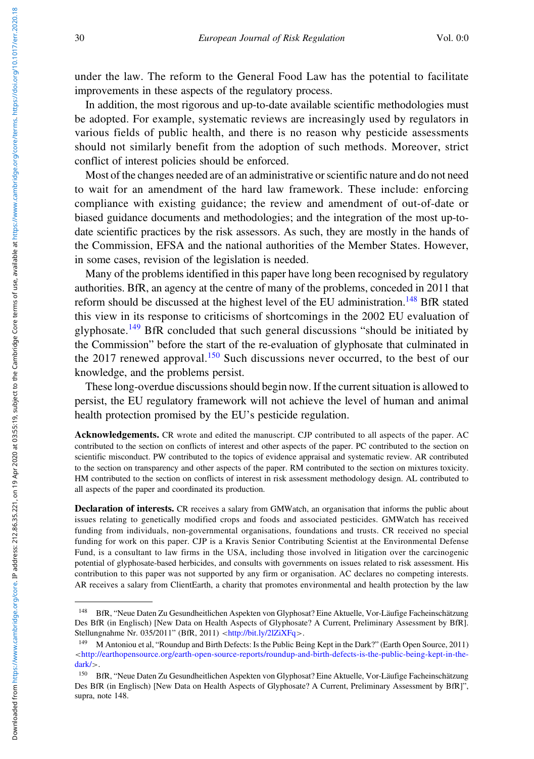under the law. The reform to the General Food Law has the potential to facilitate improvements in these aspects of the regulatory process.

In addition, the most rigorous and up-to-date available scientific methodologies must be adopted. For example, systematic reviews are increasingly used by regulators in various fields of public health, and there is no reason why pesticide assessments should not similarly benefit from the adoption of such methods. Moreover, strict conflict of interest policies should be enforced.

Most of the changes needed are of an administrative or scientific nature and do not need to wait for an amendment of the hard law framework. These include: enforcing compliance with existing guidance; the review and amendment of out-of-date or biased guidance documents and methodologies; and the integration of the most up-to-date scientific practices by the risk assessors. As such, they are mostly in the hands of the Commission, EFSA and the national authorities of the Member States. However, in some cases, revision of the legislation is needed.

Many of the problems identified in this paper have long been recognised by regulatory authorities. BfR, an agency at the centre of many of the problems, conceded in 2011 that reform should be discussed at the highest level of the EU administration.[148] BfR stated this view in its response to criticisms of shortcomings in the 2002 EU evaluation of glyphosate.[149] BfR concluded that such general discussions "should be initiated by the Commission" before the start of the re-evaluation of glyphosate that culminated in the 2017 renewed approval.[150] Such discussions never occurred, to the best of our knowledge, and the problems persist.

These long-overdue discussions should begin now. If the current situation is allowed to persist, the EU regulatory framework will not achieve the level of human and animal health protection promised by the EU's pesticide regulation.

**Acknowledgements.** CR wrote and edited the manuscript. CJP contributed to all aspects of the paper. AC contributed to the section on conflicts of interest and other aspects of the paper. PC contributed to the section on scientific misconduct. PW contributed to the topics of evidence appraisal and systematic review. AR contributed to the section on transparency and other aspects of the paper. RM contributed to the section on mixtures toxicity. HM contributed to the section on conflicts of interest in risk assessment methodology design. AL contributed to all aspects of the paper and coordinated its production.

**Declaration of interests.** CR receives a salary from GMWatch, an organisation that informs the public about issues relating to genetically modified crops and foods and associated pesticides. GMWatch has received funding from individuals, non-governmental organisations, foundations and trusts. CR received no special funding for work on this paper. CJP is a Kravis Senior Contributing Scientist at the Environmental Defense Fund, is a consultant to law firms in the USA, including those involved in litigation over the carcinogenic potential of glyphosate-based herbicides, and consults with governments on issues related to risk assessment. His contribution to this paper was not supported by any firm or organisation. AC declares no competing interests. AR receives a salary from ClientEarth, a charity that promotes environmental and health protection by the law

---

[148] BfR, "Neue Daten Zu Gesundheitlichen Aspekten von Glyphosat? Eine Aktuelle, Vor-Läufige Facheinschätzung Des BfR (in Englisch) [New Data on Health Aspects of Glyphosate? A Current, Preliminary Assessment by BfR]. Stellungnahme Nr. 035/2011" (BfR, 2011) <http://bit.ly/2lZiXFq>.

[149] M Antoniou et al, "Roundup and Birth Defects: Is the Public Being Kept in the Dark?" (Earth Open Source, 2011) <http://earthopensource.org/earth-open-source-reports/roundup-and-birth-defects-is-the-public-being-kept-in-the-dark/>.

[150] BfR, "Neue Daten Zu Gesundheitlichen Aspekten von Glyphosat? Eine Aktuelle, Vor-Läufige Facheinschätzung Des BfR (in Englisch) [New Data on Health Aspects of Glyphosate? A Current, Preliminary Assessment by BfR]", supra, note 148.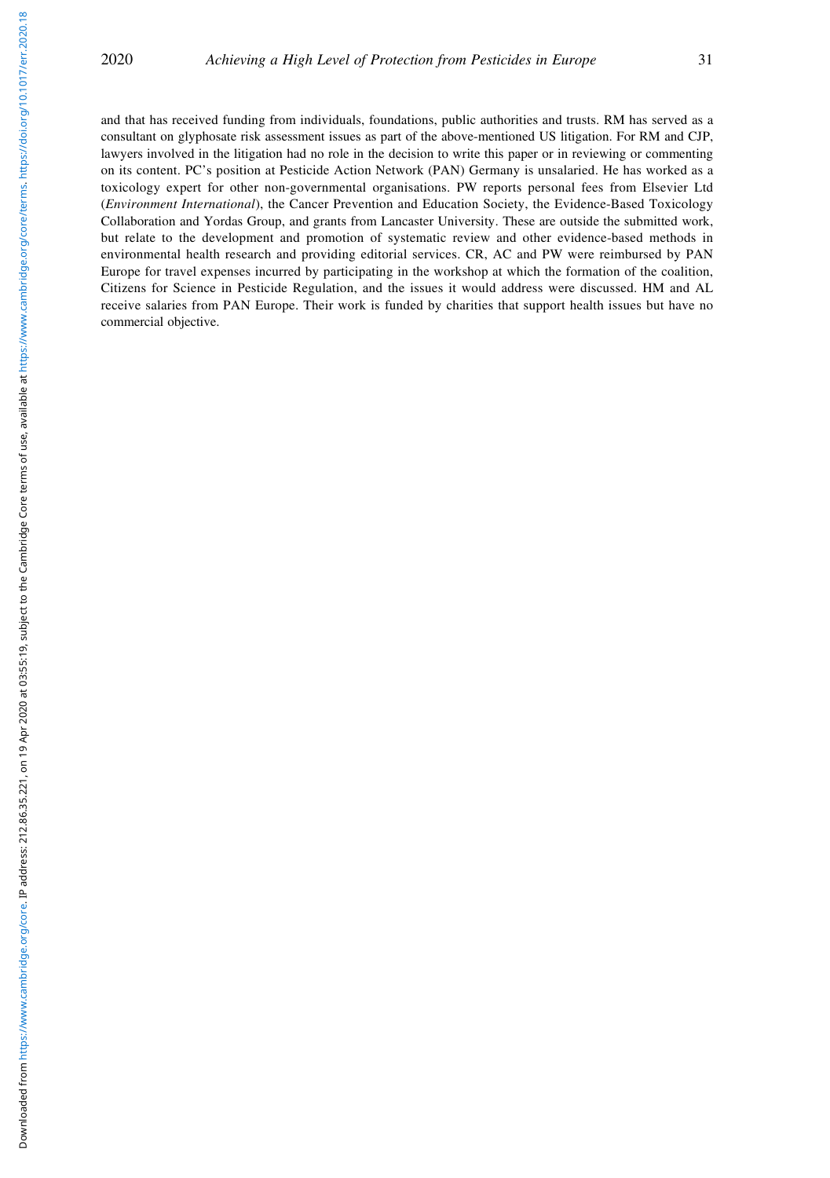and that has received funding from individuals, foundations, public authorities and trusts. RM has served as a consultant on glyphosate risk assessment issues as part of the above-mentioned US litigation. For RM and CJP, lawyers involved in the litigation had no role in the decision to write this paper or in reviewing or commenting on its content. PC's position at Pesticide Action Network (PAN) Germany is unsalaried. He has worked as a toxicology expert for other non-governmental organisations. PW reports personal fees from Elsevier Ltd (*Environment International*), the Cancer Prevention and Education Society, the Evidence-Based Toxicology Collaboration and Yordas Group, and grants from Lancaster University. These are outside the submitted work, but relate to the development and promotion of systematic review and other evidence-based methods in environmental health research and providing editorial services. CR, AC and PW were reimbursed by PAN Europe for travel expenses incurred by participating in the workshop at which the formation of the coalition, Citizens for Science in Pesticide Regulation, and the issues it would address were discussed. HM and AL receive salaries from PAN Europe. Their work is funded by charities that support health issues but have no commercial objective.